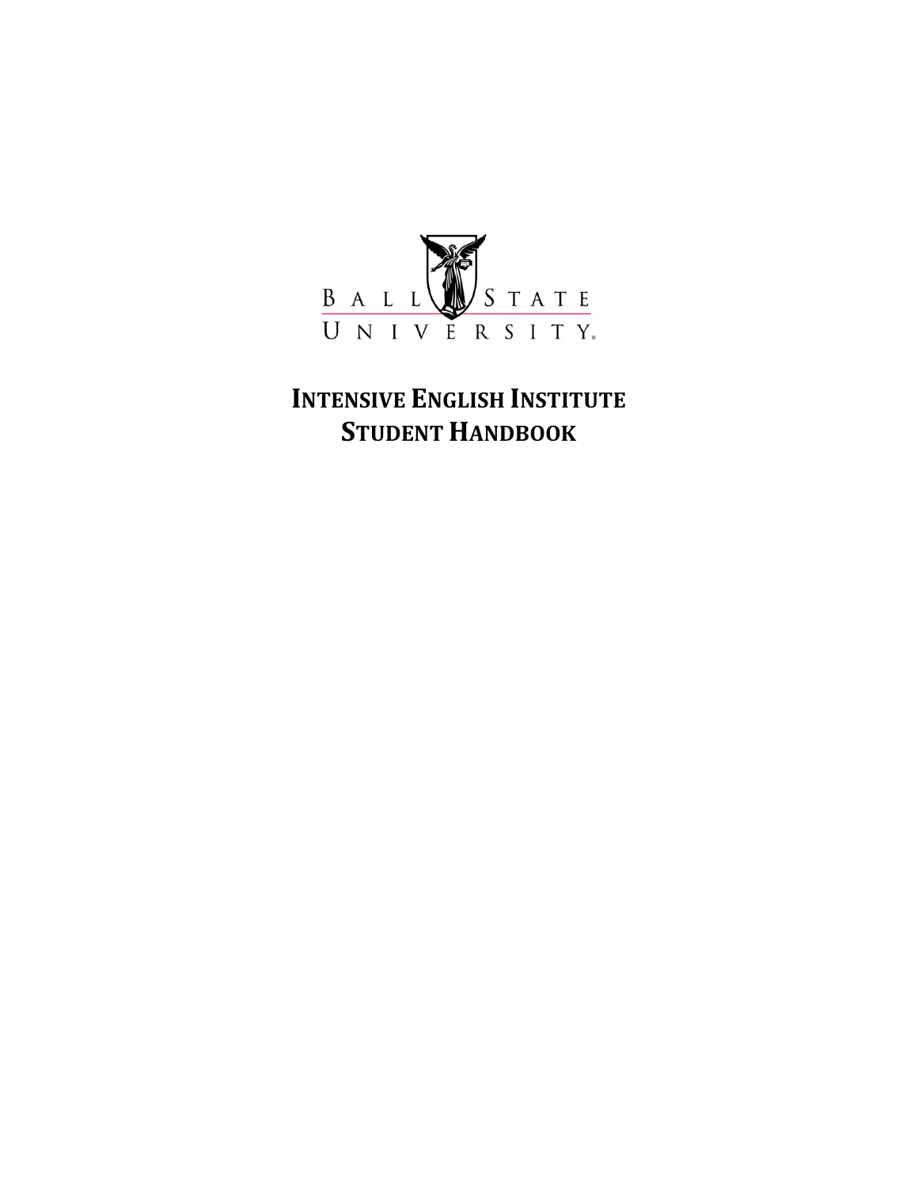BALL STATE UNIVERSITY

# INTENSIVE ENGLISH INSTITUTE STUDENT HANDBOOK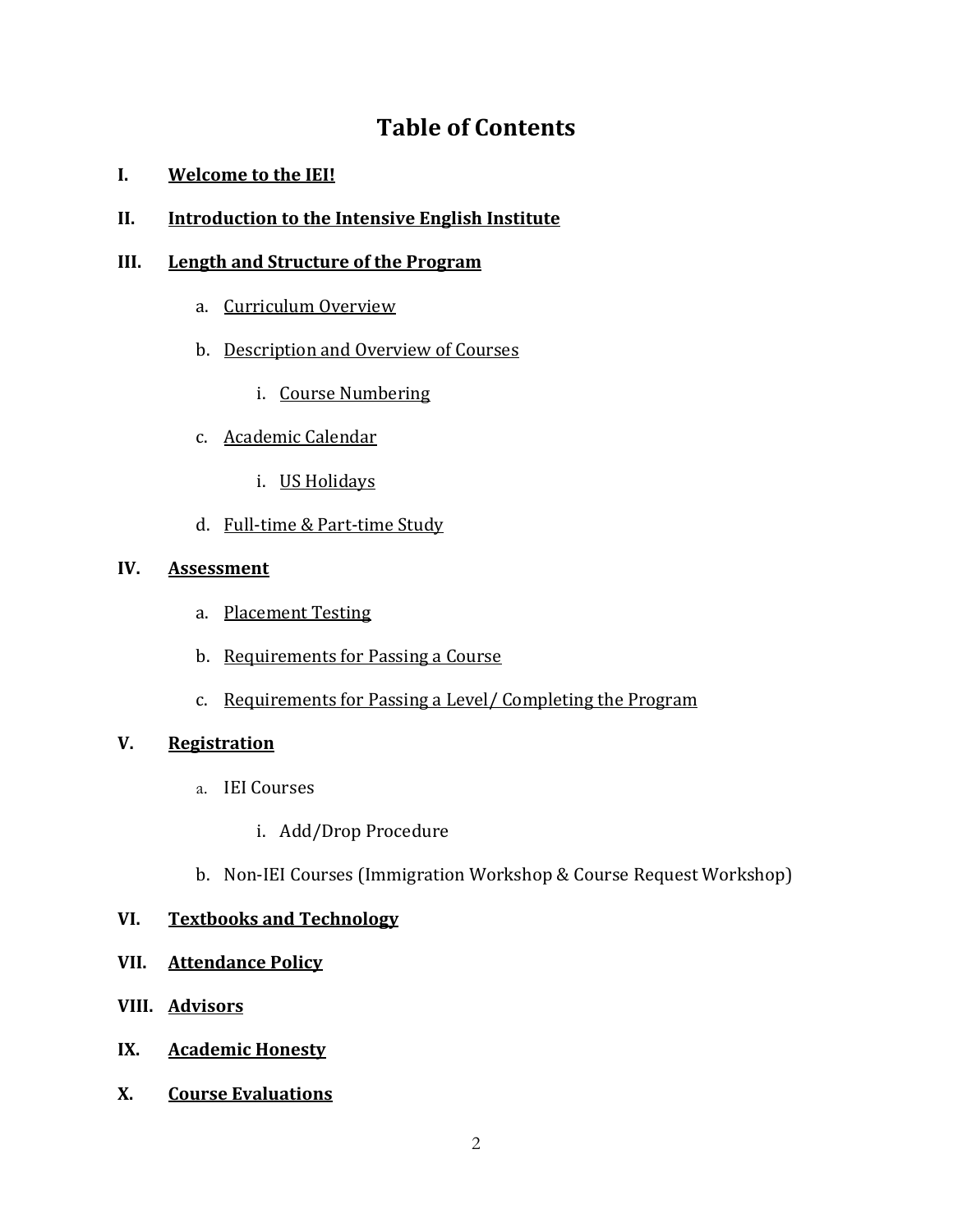# Table of Contents

I. **Welcome to the IEI!**

II. **Introduction to the Intensive English Institute**

III. **Length and Structure of the Program**

   a. Curriculum Overview

   b. Description and Overview of Courses

      i. Course Numbering

   c. Academic Calendar

      i. US Holidays

   d. Full-time & Part-time Study

IV. **Assessment**

   a. Placement Testing

   b. Requirements for Passing a Course

   c. Requirements for Passing a Level/ Completing the Program

V. **Registration**

   a. IEI Courses

      i. Add/Drop Procedure

   b. Non-IEI Courses (Immigration Workshop & Course Request Workshop)

VI. **Textbooks and Technology**

VII. **Attendance Policy**

VIII. **Advisors**

IX. **Academic Honesty**

X. **Course Evaluations**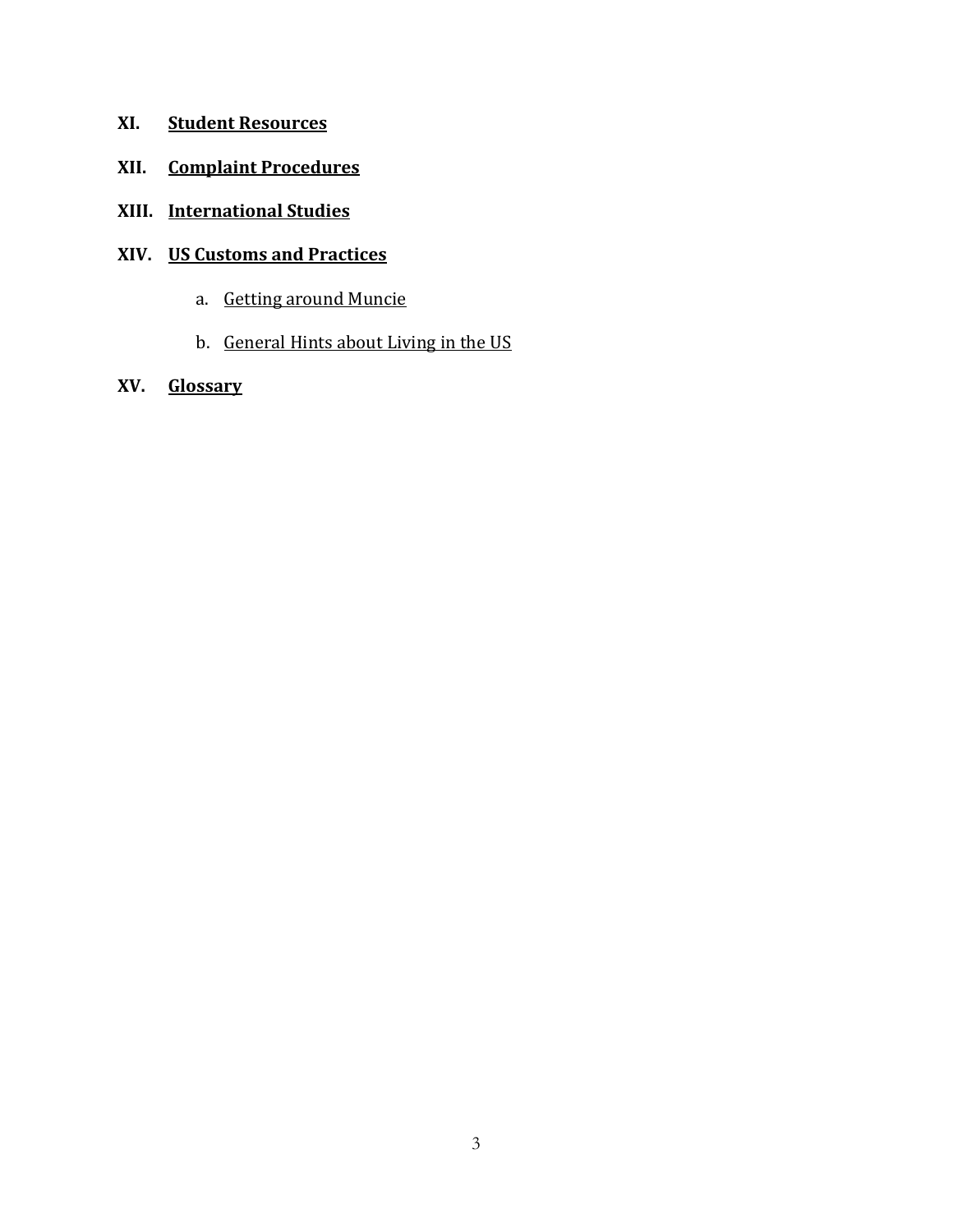**XI. Student Resources**

**XII. Complaint Procedures**

**XIII. International Studies**

**XIV. US Customs and Practices**

   a. Getting around Muncie

   b. General Hints about Living in the US

**XV. Glossary**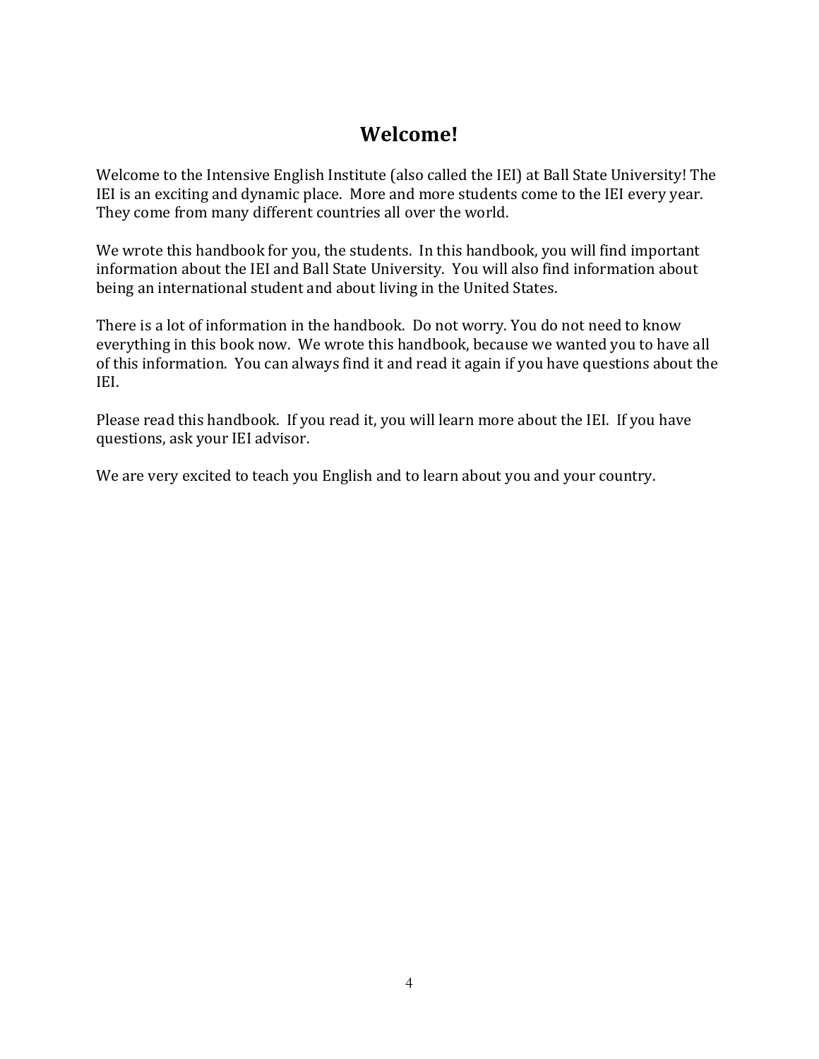# Welcome!

Welcome to the Intensive English Institute (also called the IEI) at Ball State University! The IEI is an exciting and dynamic place. More and more students come to the IEI every year. They come from many different countries all over the world.

We wrote this handbook for you, the students. In this handbook, you will find important information about the IEI and Ball State University. You will also find information about being an international student and about living in the United States.

There is a lot of information in the handbook. Do not worry. You do not need to know everything in this book now. We wrote this handbook, because we wanted you to have all of this information. You can always find it and read it again if you have questions about the IEI.

Please read this handbook. If you read it, you will learn more about the IEI. If you have questions, ask your IEI advisor.

We are very excited to teach you English and to learn about you and your country.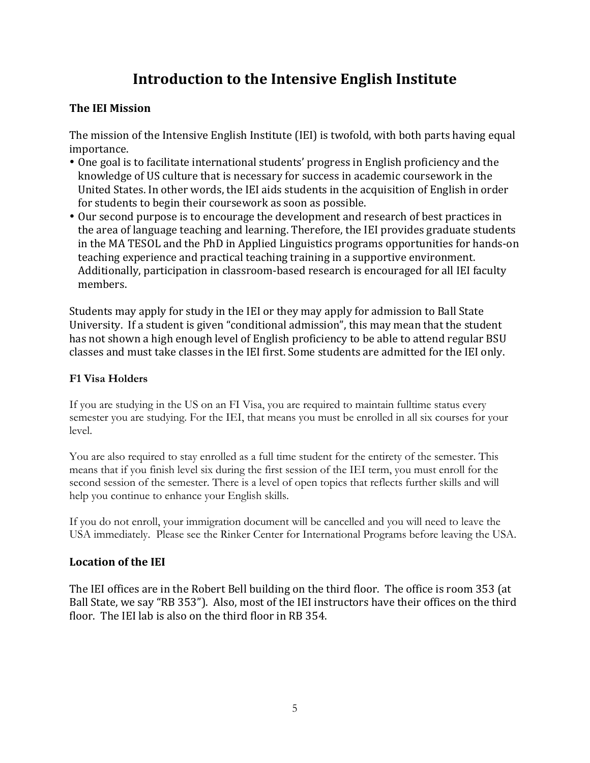# Introduction to the Intensive English Institute

## The IEI Mission

The mission of the Intensive English Institute (IEI) is twofold, with both parts having equal importance.

- One goal is to facilitate international students' progress in English proficiency and the knowledge of US culture that is necessary for success in academic coursework in the United States. In other words, the IEI aids students in the acquisition of English in order for students to begin their coursework as soon as possible.
- Our second purpose is to encourage the development and research of best practices in the area of language teaching and learning. Therefore, the IEI provides graduate students in the MA TESOL and the PhD in Applied Linguistics programs opportunities for hands-on teaching experience and practical teaching training in a supportive environment. Additionally, participation in classroom-based research is encouraged for all IEI faculty members.

Students may apply for study in the IEI or they may apply for admission to Ball State University. If a student is given "conditional admission", this may mean that the student has not shown a high enough level of English proficiency to be able to attend regular BSU classes and must take classes in the IEI first. Some students are admitted for the IEI only.

### F1 Visa Holders

If you are studying in the US on an FI Visa, you are required to maintain fulltime status every semester you are studying. For the IEI, that means you must be enrolled in all six courses for your level.

You are also required to stay enrolled as a full time student for the entirety of the semester. This means that if you finish level six during the first session of the IEI term, you must enroll for the second session of the semester. There is a level of open topics that reflects further skills and will help you continue to enhance your English skills.

If you do not enroll, your immigration document will be cancelled and you will need to leave the USA immediately. Please see the Rinker Center for International Programs before leaving the USA.

## Location of the IEI

The IEI offices are in the Robert Bell building on the third floor. The office is room 353 (at Ball State, we say "RB 353"). Also, most of the IEI instructors have their offices on the third floor. The IEI lab is also on the third floor in RB 354.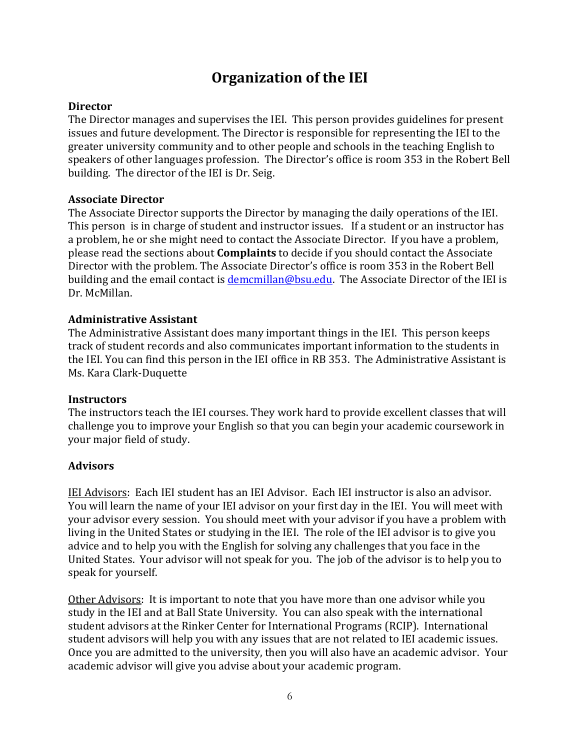# Organization of the IEI

**Director**

The Director manages and supervises the IEI. This person provides guidelines for present issues and future development. The Director is responsible for representing the IEI to the greater university community and to other people and schools in the teaching English to speakers of other languages profession. The Director's office is room 353 in the Robert Bell building. The director of the IEI is Dr. Seig.

**Associate Director**

The Associate Director supports the Director by managing the daily operations of the IEI. This person is in charge of student and instructor issues. If a student or an instructor has a problem, he or she might need to contact the Associate Director. If you have a problem, please read the sections about **Complaints** to decide if you should contact the Associate Director with the problem. The Associate Director's office is room 353 in the Robert Bell building and the email contact is demcmillan@bsu.edu. The Associate Director of the IEI is Dr. McMillan.

**Administrative Assistant**

The Administrative Assistant does many important things in the IEI. This person keeps track of student records and also communicates important information to the students in the IEI. You can find this person in the IEI office in RB 353. The Administrative Assistant is Ms. Kara Clark-Duquette

**Instructors**

The instructors teach the IEI courses. They work hard to provide excellent classes that will challenge you to improve your English so that you can begin your academic coursework in your major field of study.

**Advisors**

<u>IEI Advisors</u>: Each IEI student has an IEI Advisor. Each IEI instructor is also an advisor. You will learn the name of your IEI advisor on your first day in the IEI. You will meet with your advisor every session. You should meet with your advisor if you have a problem with living in the United States or studying in the IEI. The role of the IEI advisor is to give you advice and to help you with the English for solving any challenges that you face in the United States. Your advisor will not speak for you. The job of the advisor is to help you to speak for yourself.

<u>Other Advisors</u>: It is important to note that you have more than one advisor while you study in the IEI and at Ball State University. You can also speak with the international student advisors at the Rinker Center for International Programs (RCIP). International student advisors will help you with any issues that are not related to IEI academic issues. Once you are admitted to the university, then you will also have an academic advisor. Your academic advisor will give you advise about your academic program.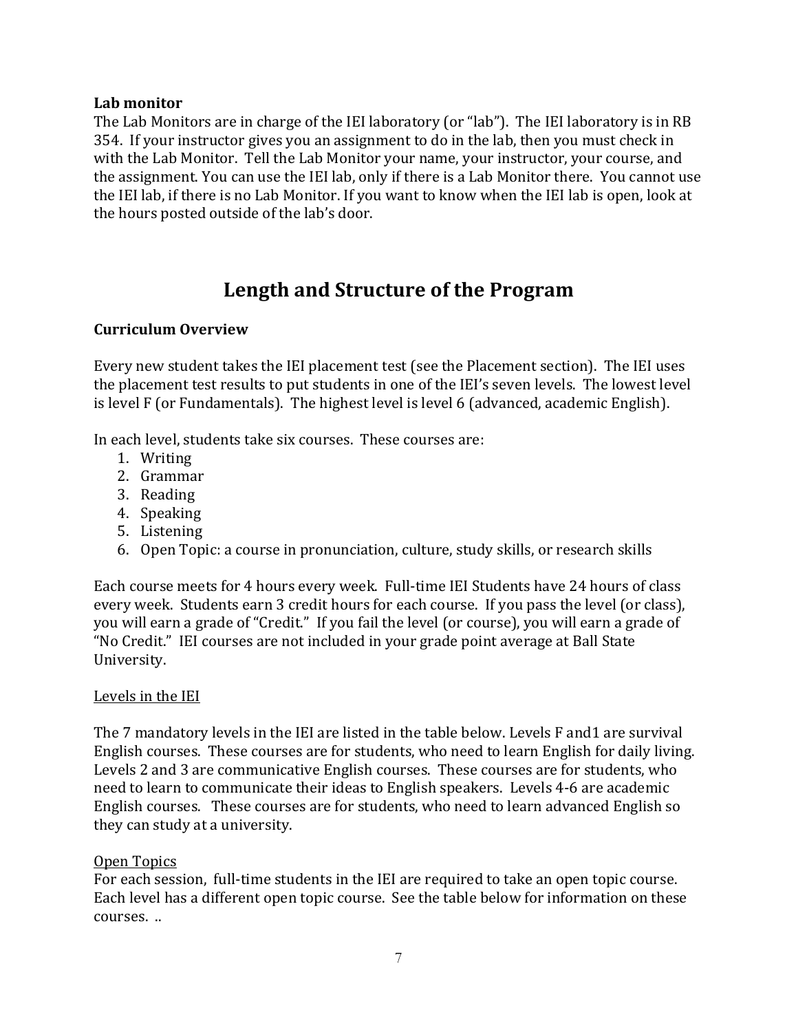**Lab monitor**

The Lab Monitors are in charge of the IEI laboratory (or "lab"). The IEI laboratory is in RB 354. If your instructor gives you an assignment to do in the lab, then you must check in with the Lab Monitor. Tell the Lab Monitor your name, your instructor, your course, and the assignment. You can use the IEI lab, only if there is a Lab Monitor there. You cannot use the IEI lab, if there is no Lab Monitor. If you want to know when the IEI lab is open, look at the hours posted outside of the lab's door.

# Length and Structure of the Program

**Curriculum Overview**

Every new student takes the IEI placement test (see the Placement section). The IEI uses the placement test results to put students in one of the IEI's seven levels. The lowest level is level F (or Fundamentals). The highest level is level 6 (advanced, academic English).

In each level, students take six courses. These courses are:

1. Writing
2. Grammar
3. Reading
4. Speaking
5. Listening
6. Open Topic: a course in pronunciation, culture, study skills, or research skills

Each course meets for 4 hours every week. Full-time IEI Students have 24 hours of class every week. Students earn 3 credit hours for each course. If you pass the level (or class), you will earn a grade of "Credit." If you fail the level (or course), you will earn a grade of "No Credit." IEI courses are not included in your grade point average at Ball State University.

<u>Levels in the IEI</u>

The 7 mandatory levels in the IEI are listed in the table below. Levels F and1 are survival English courses. These courses are for students, who need to learn English for daily living. Levels 2 and 3 are communicative English courses. These courses are for students, who need to learn to communicate their ideas to English speakers. Levels 4-6 are academic English courses. These courses are for students, who need to learn advanced English so they can study at a university.

<u>Open Topics</u>

For each session, full-time students in the IEI are required to take an open topic course. Each level has a different open topic course. See the table below for information on these courses. ..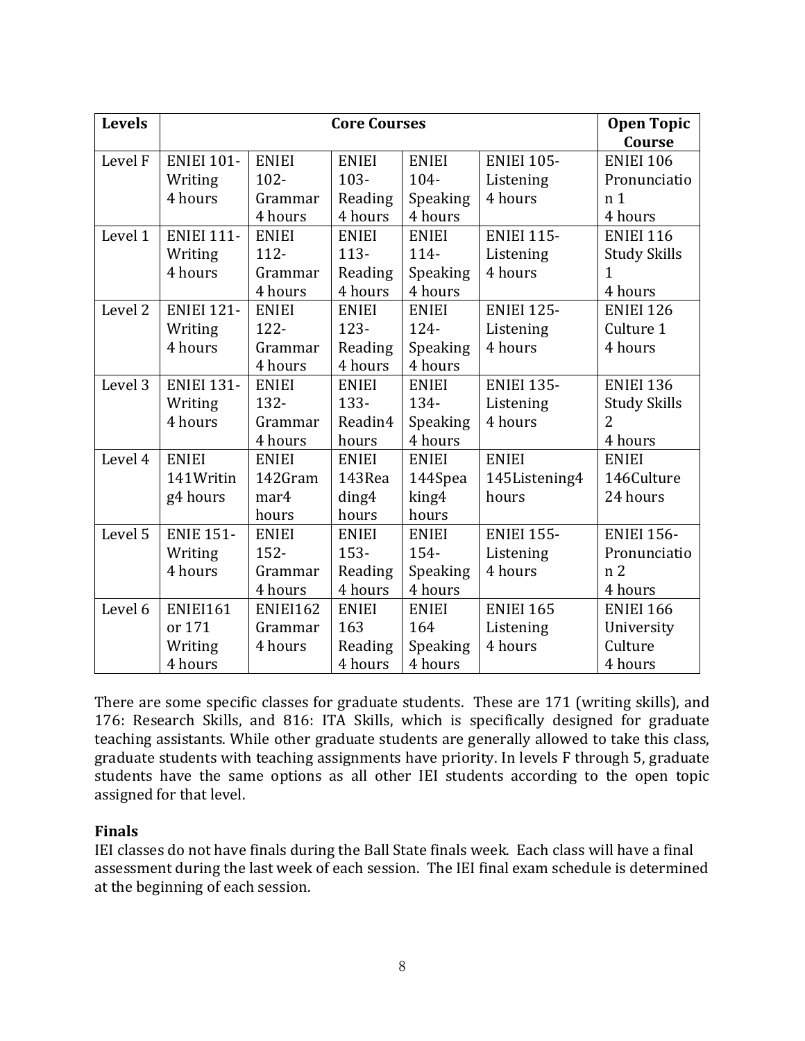| Levels | Core Courses | | | | | Open Topic Course |
|---|---|---|---|---|---|---|
| Level F | ENIEI 101-Writing 4 hours | ENIEI 102-Grammar 4 hours | ENIEI 103-Reading 4 hours | ENIEI 104-Speaking 4 hours | ENIEI 105-Listening 4 hours | ENIEI 106 Pronunciation 1 4 hours |
| Level 1 | ENIEI 111-Writing 4 hours | ENIEI 112-Grammar 4 hours | ENIEI 113-Reading 4 hours | ENIEI 114-Speaking 4 hours | ENIEI 115-Listening 4 hours | ENIEI 116 Study Skills 1 4 hours |
| Level 2 | ENIEI 121-Writing 4 hours | ENIEI 122-Grammar 4 hours | ENIEI 123-Reading 4 hours | ENIEI 124-Speaking 4 hours | ENIEI 125-Listening 4 hours | ENIEI 126 Culture 1 4 hours |
| Level 3 | ENIEI 131-Writing 4 hours | ENIEI 132-Grammar 4 hours | ENIEI 133-Readin4 hours | ENIEI 134-Speaking 4 hours | ENIEI 135-Listening 4 hours | ENIEI 136 Study Skills 2 4 hours |
| Level 4 | ENIEI 141Writing4 hours | ENIEI 142Grammar4 hours | ENIEI 143Reading4 hours | ENIEI 144Speaking4 hours | ENIEI 145Listening4 hours | ENIEI 146Culture 24 hours |
| Level 5 | ENIE 151-Writing 4 hours | ENIEI 152-Grammar 4 hours | ENIEI 153-Reading 4 hours | ENIEI 154-Speaking 4 hours | ENIEI 155-Listening 4 hours | ENIEI 156-Pronunciation 2 4 hours |
| Level 6 | ENIEI161 or 171 Writing 4 hours | ENIEI162 Grammar 4 hours | ENIEI 163 Reading 4 hours | ENIEI 164 Speaking 4 hours | ENIEI 165 Listening 4 hours | ENIEI 166 University Culture 4 hours |

There are some specific classes for graduate students. These are 171 (writing skills), and 176: Research Skills, and 816: ITA Skills, which is specifically designed for graduate teaching assistants. While other graduate students are generally allowed to take this class, graduate students with teaching assignments have priority. In levels F through 5, graduate students have the same options as all other IEI students according to the open topic assigned for that level.

**Finals**

IEI classes do not have finals during the Ball State finals week. Each class will have a final assessment during the last week of each session. The IEI final exam schedule is determined at the beginning of each session.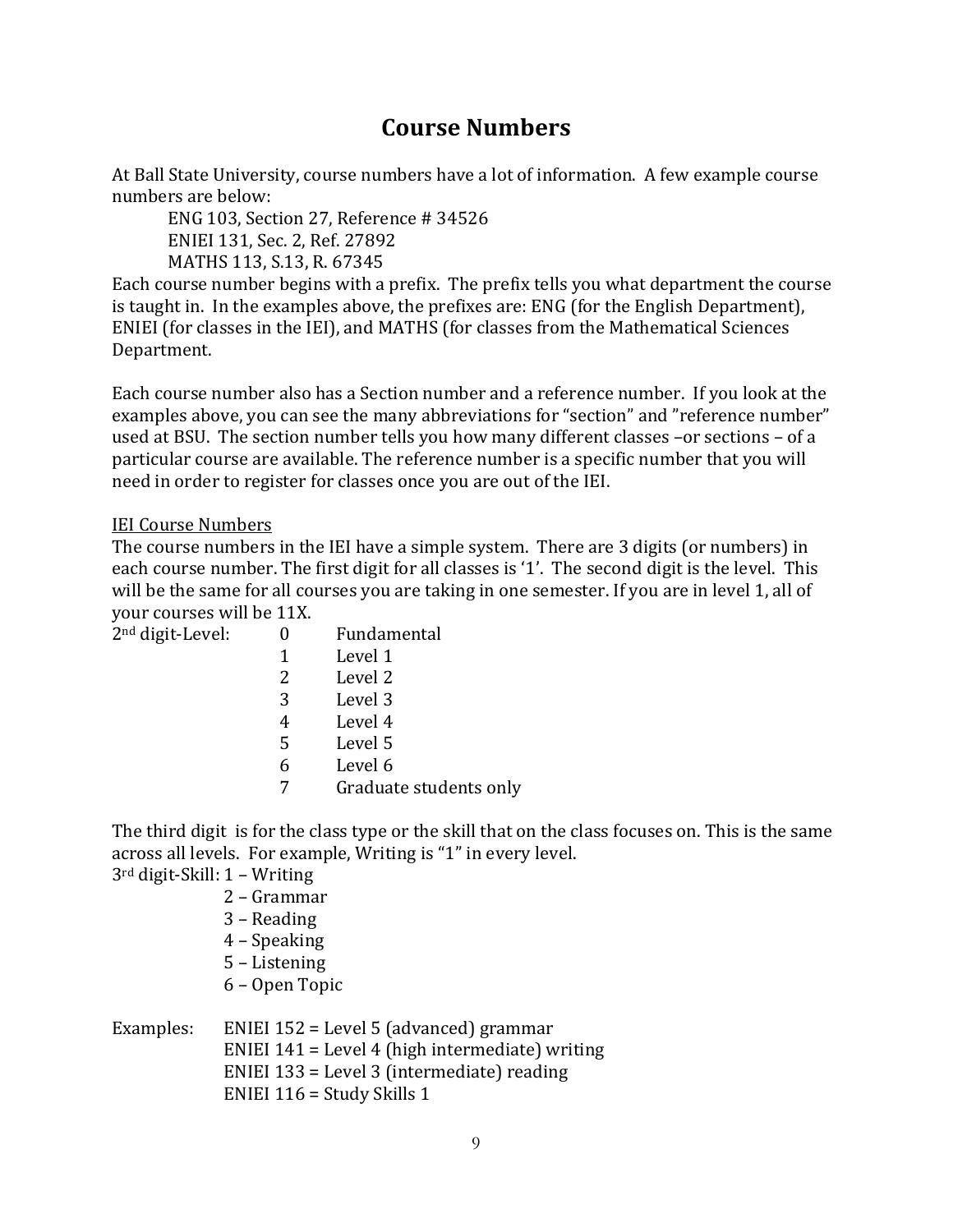# Course Numbers

At Ball State University, course numbers have a lot of information. A few example course numbers are below:

ENG 103, Section 27, Reference # 34526
ENIEI 131, Sec. 2, Ref. 27892
MATHS 113, S.13, R. 67345

Each course number begins with a prefix. The prefix tells you what department the course is taught in. In the examples above, the prefixes are: ENG (for the English Department), ENIEI (for classes in the IEI), and MATHS (for classes from the Mathematical Sciences Department.

Each course number also has a Section number and a reference number. If you look at the examples above, you can see the many abbreviations for "section" and "reference number" used at BSU. The section number tells you how many different classes –or sections – of a particular course are available. The reference number is a specific number that you will need in order to register for classes once you are out of the IEI.

<u>IEI Course Numbers</u>

The course numbers in the IEI have a simple system. There are 3 digits (or numbers) in each course number. The first digit for all classes is '1'. The second digit is the level. This will be the same for all courses you are taking in one semester. If you are in level 1, all of your courses will be 11X.

2nd digit-Level:

- 0 Fundamental
- 1 Level 1
- 2 Level 2
- 3 Level 3
- 4 Level 4
- 5 Level 5
- 6 Level 6
- 7 Graduate students only

The third digit is for the class type or the skill that on the class focuses on. This is the same across all levels. For example, Writing is "1" in every level.

3rd digit-Skill:

- 1 – Writing
- 2 – Grammar
- 3 – Reading
- 4 – Speaking
- 5 – Listening
- 6 – Open Topic

Examples:

- ENIEI 152 = Level 5 (advanced) grammar
- ENIEI 141 = Level 4 (high intermediate) writing
- ENIEI 133 = Level 3 (intermediate) reading
- ENIEI 116 = Study Skills 1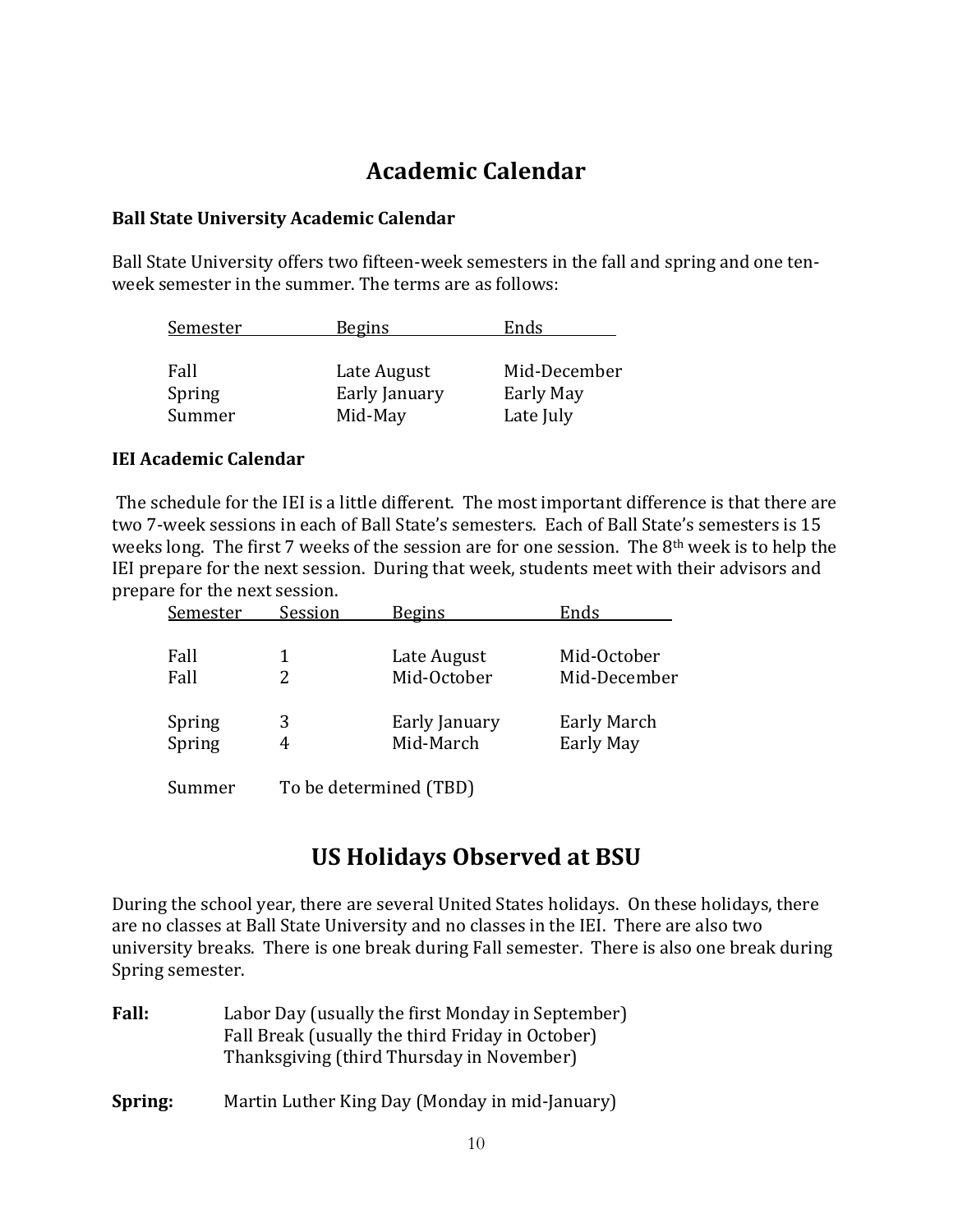# Academic Calendar

### Ball State University Academic Calendar

Ball State University offers two fifteen-week semesters in the fall and spring and one ten-week semester in the summer. The terms are as follows:

| Semester | Begins | Ends |
|---|---|---|
| Fall | Late August | Mid-December |
| Spring | Early January | Early May |
| Summer | Mid-May | Late July |

### IEI Academic Calendar

The schedule for the IEI is a little different. The most important difference is that there are two 7-week sessions in each of Ball State's semesters. Each of Ball State's semesters is 15 weeks long. The first 7 weeks of the session are for one session. The 8th week is to help the IEI prepare for the next session. During that week, students meet with their advisors and prepare for the next session.

| Semester | Session | Begins | Ends |
|---|---|---|---|
| Fall | 1 | Late August | Mid-October |
| Fall | 2 | Mid-October | Mid-December |
| Spring | 3 | Early January | Early March |
| Spring | 4 | Mid-March | Early May |
| Summer | To be determined (TBD) | | |

# US Holidays Observed at BSU

During the school year, there are several United States holidays. On these holidays, there are no classes at Ball State University and no classes in the IEI. There are also two university breaks. There is one break during Fall semester. There is also one break during Spring semester.

**Fall:**
- Labor Day (usually the first Monday in September)
- Fall Break (usually the third Friday in October)
- Thanksgiving (third Thursday in November)

**Spring:**
- Martin Luther King Day (Monday in mid-January)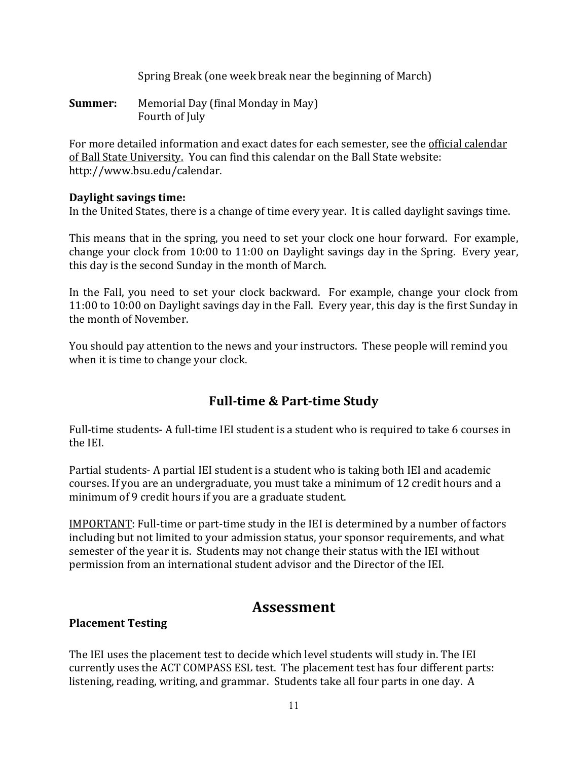Spring Break (one week break near the beginning of March)

**Summer:** Memorial Day (final Monday in May)
Fourth of July

For more detailed information and exact dates for each semester, see the <u>official calendar of Ball State University.</u> You can find this calendar on the Ball State website: http://www.bsu.edu/calendar.

**Daylight savings time:**
In the United States, there is a change of time every year. It is called daylight savings time.

This means that in the spring, you need to set your clock one hour forward. For example, change your clock from 10:00 to 11:00 on Daylight savings day in the Spring. Every year, this day is the second Sunday in the month of March.

In the Fall, you need to set your clock backward. For example, change your clock from 11:00 to 10:00 on Daylight savings day in the Fall. Every year, this day is the first Sunday in the month of November.

You should pay attention to the news and your instructors. These people will remind you when it is time to change your clock.

## Full-time & Part-time Study

Full-time students- A full-time IEI student is a student who is required to take 6 courses in the IEI.

Partial students- A partial IEI student is a student who is taking both IEI and academic courses. If you are an undergraduate, you must take a minimum of 12 credit hours and a minimum of 9 credit hours if you are a graduate student.

<u>IMPORTANT</u>: Full-time or part-time study in the IEI is determined by a number of factors including but not limited to your admission status, your sponsor requirements, and what semester of the year it is. Students may not change their status with the IEI without permission from an international student advisor and the Director of the IEI.

# Assessment

**Placement Testing**

The IEI uses the placement test to decide which level students will study in. The IEI currently uses the ACT COMPASS ESL test. The placement test has four different parts: listening, reading, writing, and grammar. Students take all four parts in one day. A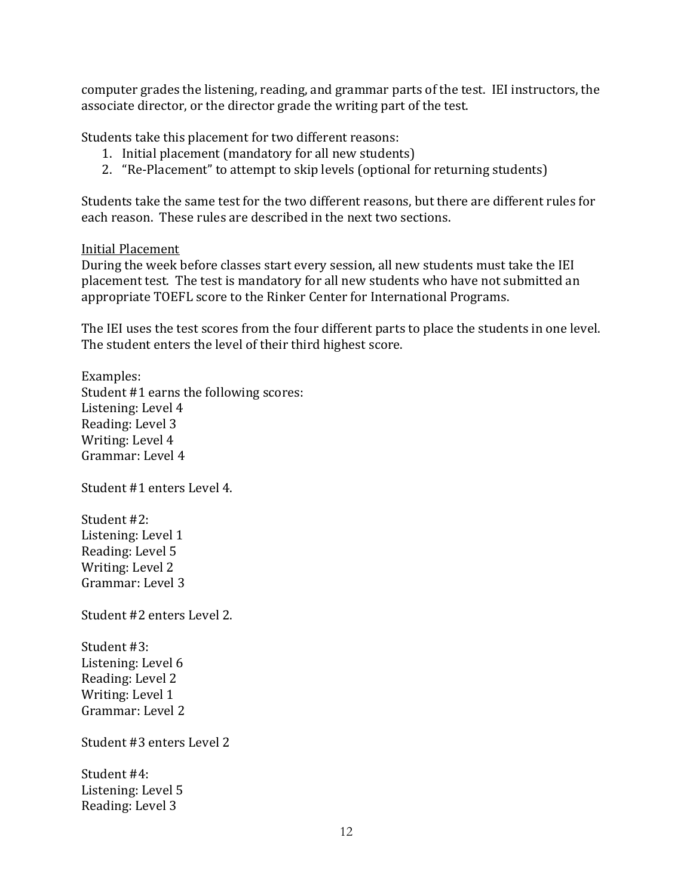computer grades the listening, reading, and grammar parts of the test. IEI instructors, the associate director, or the director grade the writing part of the test.

Students take this placement for two different reasons:

1. Initial placement (mandatory for all new students)
2. "Re-Placement" to attempt to skip levels (optional for returning students)

Students take the same test for the two different reasons, but there are different rules for each reason. These rules are described in the next two sections.

<u>Initial Placement</u>

During the week before classes start every session, all new students must take the IEI placement test. The test is mandatory for all new students who have not submitted an appropriate TOEFL score to the Rinker Center for International Programs.

The IEI uses the test scores from the four different parts to place the students in one level. The student enters the level of their third highest score.

Examples:
Student #1 earns the following scores:
Listening: Level 4
Reading: Level 3
Writing: Level 4
Grammar: Level 4

Student #1 enters Level 4.

Student #2:
Listening: Level 1
Reading: Level 5
Writing: Level 2
Grammar: Level 3

Student #2 enters Level 2.

Student #3:
Listening: Level 6
Reading: Level 2
Writing: Level 1
Grammar: Level 2

Student #3 enters Level 2

Student #4:
Listening: Level 5
Reading: Level 3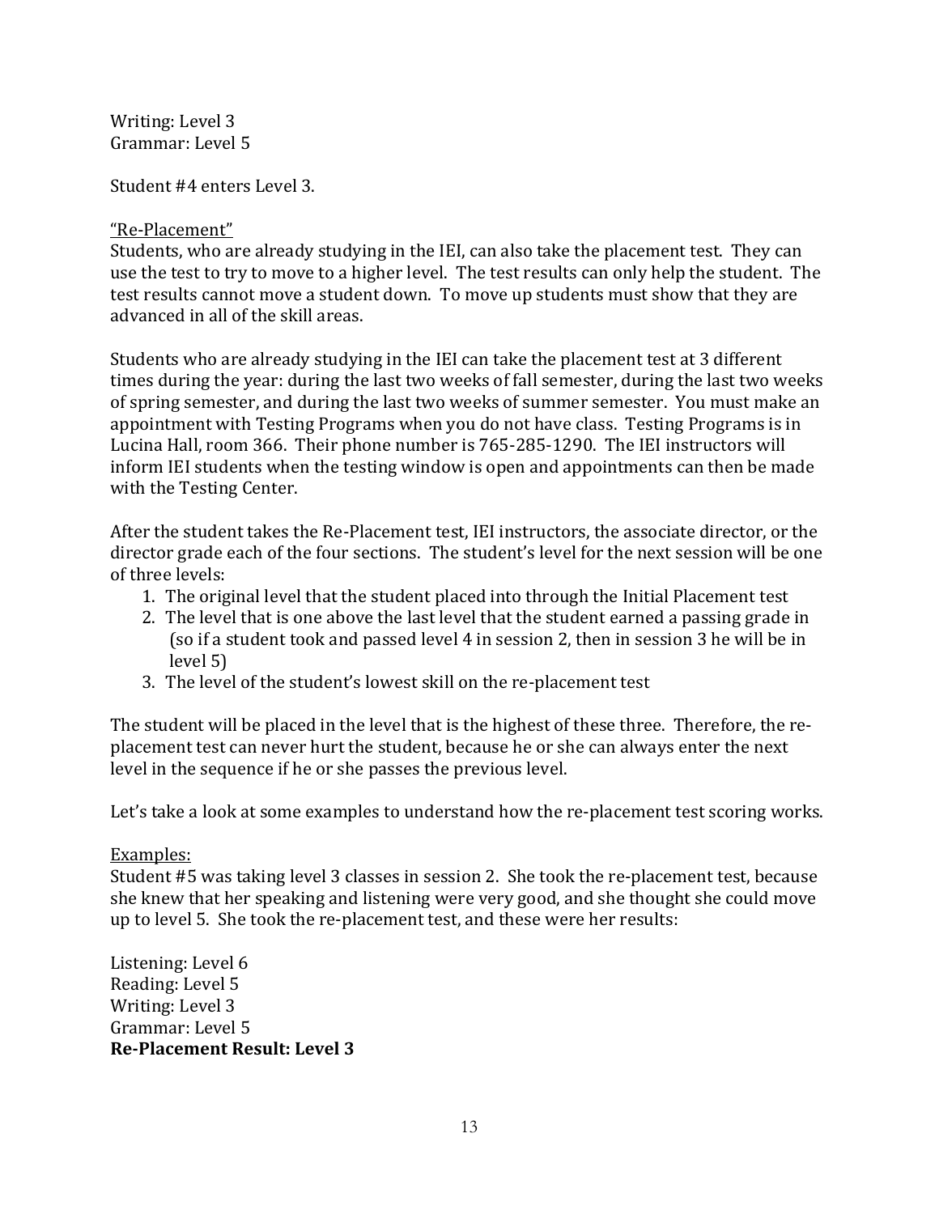Writing: Level 3  
Grammar: Level 5

Student #4 enters Level 3.

"Re-Placement"

Students, who are already studying in the IEI, can also take the placement test. They can use the test to try to move to a higher level. The test results can only help the student. The test results cannot move a student down. To move up students must show that they are advanced in all of the skill areas.

Students who are already studying in the IEI can take the placement test at 3 different times during the year: during the last two weeks of fall semester, during the last two weeks of spring semester, and during the last two weeks of summer semester. You must make an appointment with Testing Programs when you do not have class. Testing Programs is in Lucina Hall, room 366. Their phone number is 765-285-1290. The IEI instructors will inform IEI students when the testing window is open and appointments can then be made with the Testing Center.

After the student takes the Re-Placement test, IEI instructors, the associate director, or the director grade each of the four sections. The student's level for the next session will be one of three levels:

1. The original level that the student placed into through the Initial Placement test
2. The level that is one above the last level that the student earned a passing grade in (so if a student took and passed level 4 in session 2, then in session 3 he will be in level 5)
3. The level of the student's lowest skill on the re-placement test

The student will be placed in the level that is the highest of these three. Therefore, the re-placement test can never hurt the student, because he or she can always enter the next level in the sequence if he or she passes the previous level.

Let's take a look at some examples to understand how the re-placement test scoring works.

Examples:

Student #5 was taking level 3 classes in session 2. She took the re-placement test, because she knew that her speaking and listening were very good, and she thought she could move up to level 5. She took the re-placement test, and these were her results:

Listening: Level 6  
Reading: Level 5  
Writing: Level 3  
Grammar: Level 5  
**Re-Placement Result: Level 3**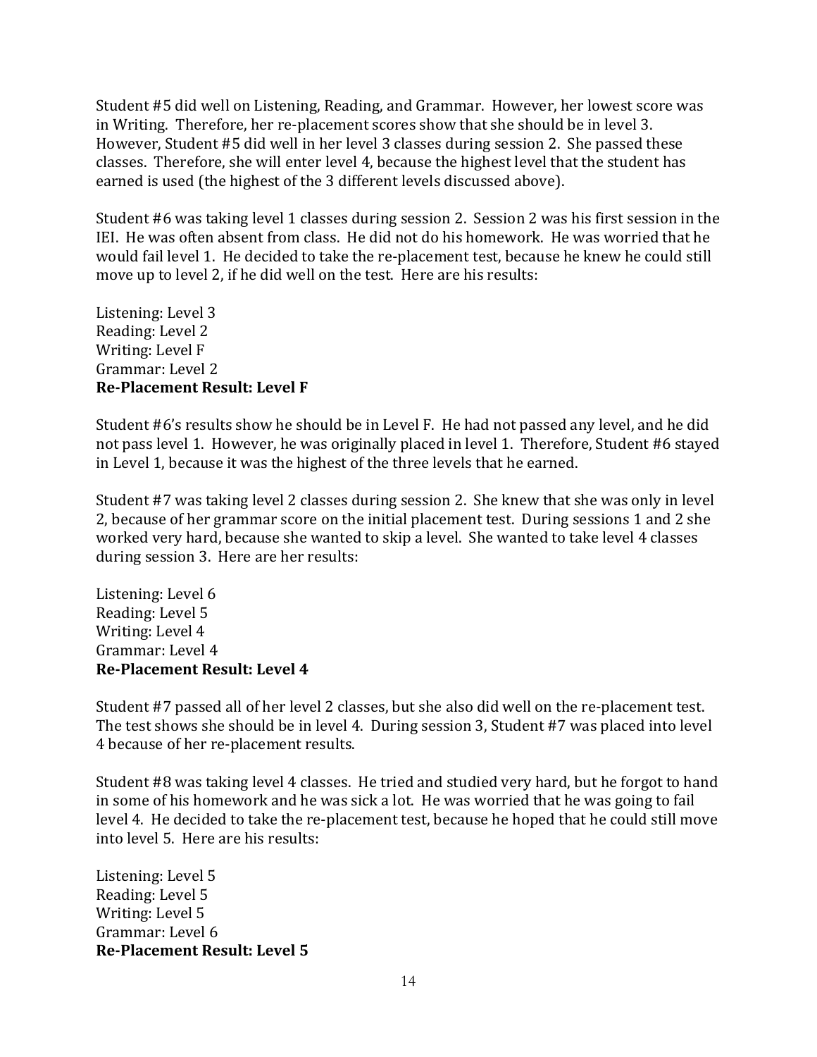Student #5 did well on Listening, Reading, and Grammar. However, her lowest score was in Writing. Therefore, her re-placement scores show that she should be in level 3. However, Student #5 did well in her level 3 classes during session 2. She passed these classes. Therefore, she will enter level 4, because the highest level that the student has earned is used (the highest of the 3 different levels discussed above).

Student #6 was taking level 1 classes during session 2. Session 2 was his first session in the IEI. He was often absent from class. He did not do his homework. He was worried that he would fail level 1. He decided to take the re-placement test, because he knew he could still move up to level 2, if he did well on the test. Here are his results:

Listening: Level 3
Reading: Level 2
Writing: Level F
Grammar: Level 2
**Re-Placement Result: Level F**

Student #6's results show he should be in Level F. He had not passed any level, and he did not pass level 1. However, he was originally placed in level 1. Therefore, Student #6 stayed in Level 1, because it was the highest of the three levels that he earned.

Student #7 was taking level 2 classes during session 2. She knew that she was only in level 2, because of her grammar score on the initial placement test. During sessions 1 and 2 she worked very hard, because she wanted to skip a level. She wanted to take level 4 classes during session 3. Here are her results:

Listening: Level 6
Reading: Level 5
Writing: Level 4
Grammar: Level 4
**Re-Placement Result: Level 4**

Student #7 passed all of her level 2 classes, but she also did well on the re-placement test. The test shows she should be in level 4. During session 3, Student #7 was placed into level 4 because of her re-placement results.

Student #8 was taking level 4 classes. He tried and studied very hard, but he forgot to hand in some of his homework and he was sick a lot. He was worried that he was going to fail level 4. He decided to take the re-placement test, because he hoped that he could still move into level 5. Here are his results:

Listening: Level 5
Reading: Level 5
Writing: Level 5
Grammar: Level 6
**Re-Placement Result: Level 5**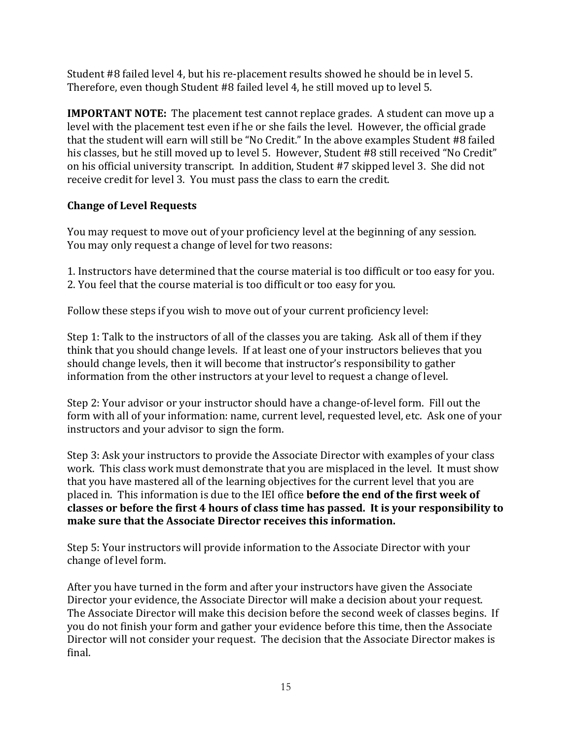Student #8 failed level 4, but his re-placement results showed he should be in level 5. Therefore, even though Student #8 failed level 4, he still moved up to level 5.

**IMPORTANT NOTE:** The placement test cannot replace grades. A student can move up a level with the placement test even if he or she fails the level. However, the official grade that the student will earn will still be "No Credit." In the above examples Student #8 failed his classes, but he still moved up to level 5. However, Student #8 still received "No Credit" on his official university transcript. In addition, Student #7 skipped level 3. She did not receive credit for level 3. You must pass the class to earn the credit.

### Change of Level Requests

You may request to move out of your proficiency level at the beginning of any session. You may only request a change of level for two reasons:

1. Instructors have determined that the course material is too difficult or too easy for you.
2. You feel that the course material is too difficult or too easy for you.

Follow these steps if you wish to move out of your current proficiency level:

Step 1: Talk to the instructors of all of the classes you are taking. Ask all of them if they think that you should change levels. If at least one of your instructors believes that you should change levels, then it will become that instructor's responsibility to gather information from the other instructors at your level to request a change of level.

Step 2: Your advisor or your instructor should have a change-of-level form. Fill out the form with all of your information: name, current level, requested level, etc. Ask one of your instructors and your advisor to sign the form.

Step 3: Ask your instructors to provide the Associate Director with examples of your class work. This class work must demonstrate that you are misplaced in the level. It must show that you have mastered all of the learning objectives for the current level that you are placed in. This information is due to the IEI office **before the end of the first week of classes or before the first 4 hours of class time has passed. It is your responsibility to make sure that the Associate Director receives this information.**

Step 5: Your instructors will provide information to the Associate Director with your change of level form.

After you have turned in the form and after your instructors have given the Associate Director your evidence, the Associate Director will make a decision about your request. The Associate Director will make this decision before the second week of classes begins. If you do not finish your form and gather your evidence before this time, then the Associate Director will not consider your request. The decision that the Associate Director makes is final.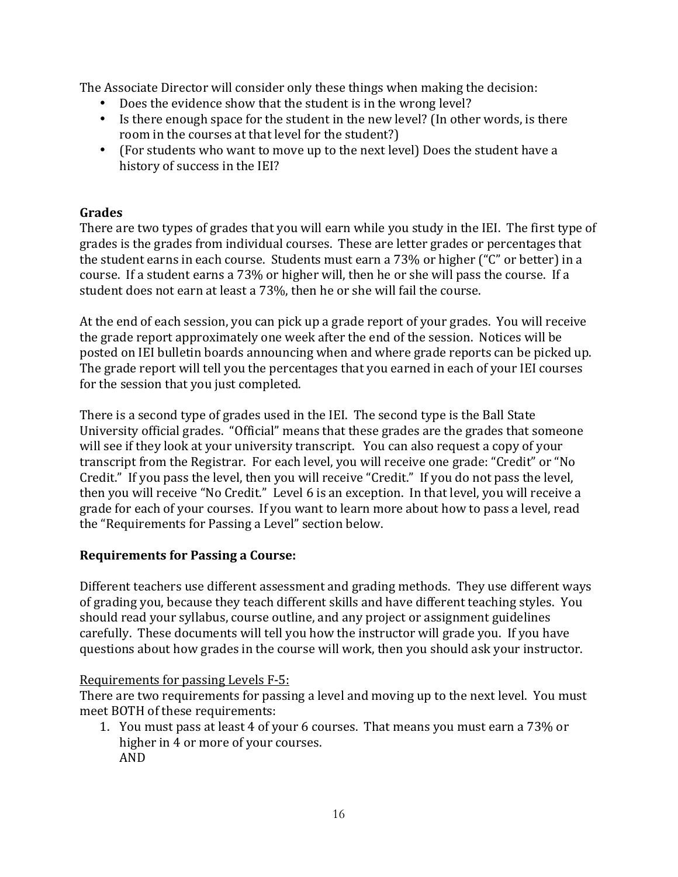The Associate Director will consider only these things when making the decision:

- Does the evidence show that the student is in the wrong level?
- Is there enough space for the student in the new level? (In other words, is there room in the courses at that level for the student?)
- (For students who want to move up to the next level) Does the student have a history of success in the IEI?

**Grades**

There are two types of grades that you will earn while you study in the IEI. The first type of grades is the grades from individual courses. These are letter grades or percentages that the student earns in each course. Students must earn a 73% or higher ("C" or better) in a course. If a student earns a 73% or higher will, then he or she will pass the course. If a student does not earn at least a 73%, then he or she will fail the course.

At the end of each session, you can pick up a grade report of your grades. You will receive the grade report approximately one week after the end of the session. Notices will be posted on IEI bulletin boards announcing when and where grade reports can be picked up. The grade report will tell you the percentages that you earned in each of your IEI courses for the session that you just completed.

There is a second type of grades used in the IEI. The second type is the Ball State University official grades. "Official" means that these grades are the grades that someone will see if they look at your university transcript. You can also request a copy of your transcript from the Registrar. For each level, you will receive one grade: "Credit" or "No Credit." If you pass the level, then you will receive "Credit." If you do not pass the level, then you will receive "No Credit." Level 6 is an exception. In that level, you will receive a grade for each of your courses. If you want to learn more about how to pass a level, read the "Requirements for Passing a Level" section below.

**Requirements for Passing a Course:**

Different teachers use different assessment and grading methods. They use different ways of grading you, because they teach different skills and have different teaching styles. You should read your syllabus, course outline, and any project or assignment guidelines carefully. These documents will tell you how the instructor will grade you. If you have questions about how grades in the course will work, then you should ask your instructor.

<u>Requirements for passing Levels F-5:</u>

There are two requirements for passing a level and moving up to the next level. You must meet BOTH of these requirements:

1. You must pass at least 4 of your 6 courses. That means you must earn a 73% or higher in 4 or more of your courses.
   AND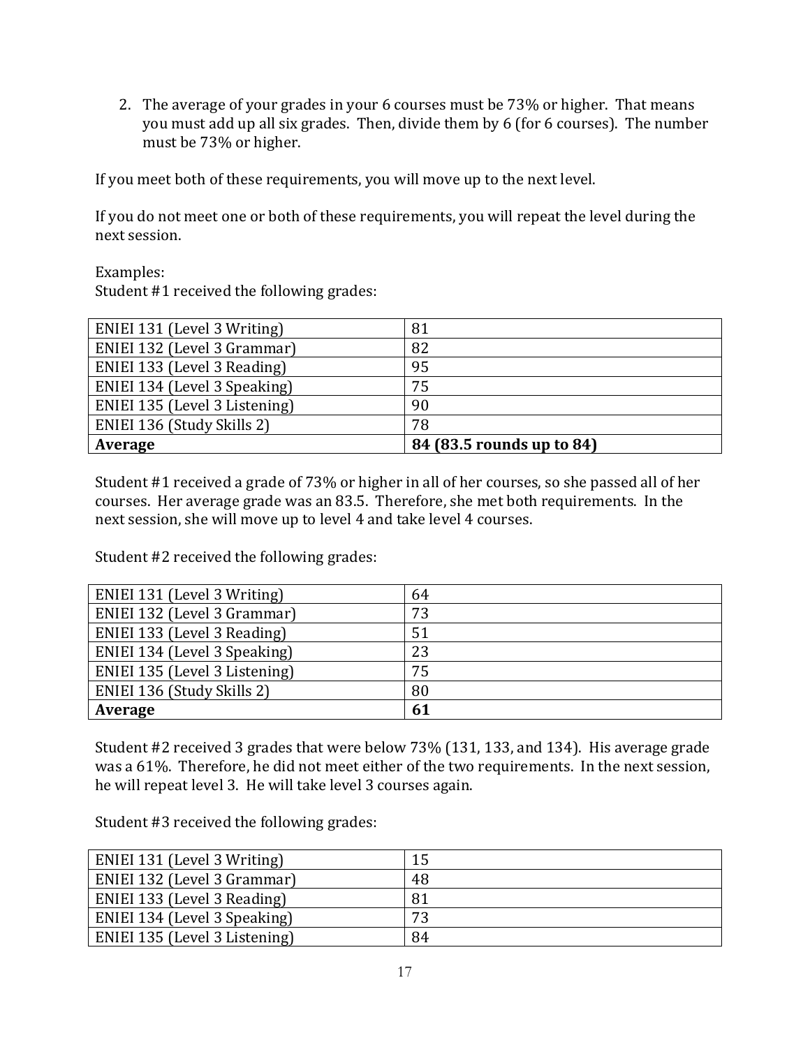2. The average of your grades in your 6 courses must be 73% or higher. That means you must add up all six grades. Then, divide them by 6 (for 6 courses). The number must be 73% or higher.

If you meet both of these requirements, you will move up to the next level.

If you do not meet one or both of these requirements, you will repeat the level during the next session.

Examples:
Student #1 received the following grades:

| ENIEI 131 (Level 3 Writing) | 81 |
|---|---|
| ENIEI 132 (Level 3 Grammar) | 82 |
| ENIEI 133 (Level 3 Reading) | 95 |
| ENIEI 134 (Level 3 Speaking) | 75 |
| ENIEI 135 (Level 3 Listening) | 90 |
| ENIEI 136 (Study Skills 2) | 78 |
| **Average** | **84 (83.5 rounds up to 84)** |

Student #1 received a grade of 73% or higher in all of her courses, so she passed all of her courses. Her average grade was an 83.5. Therefore, she met both requirements. In the next session, she will move up to level 4 and take level 4 courses.

Student #2 received the following grades:

| ENIEI 131 (Level 3 Writing) | 64 |
|---|---|
| ENIEI 132 (Level 3 Grammar) | 73 |
| ENIEI 133 (Level 3 Reading) | 51 |
| ENIEI 134 (Level 3 Speaking) | 23 |
| ENIEI 135 (Level 3 Listening) | 75 |
| ENIEI 136 (Study Skills 2) | 80 |
| **Average** | **61** |

Student #2 received 3 grades that were below 73% (131, 133, and 134). His average grade was a 61%. Therefore, he did not meet either of the two requirements. In the next session, he will repeat level 3. He will take level 3 courses again.

Student #3 received the following grades:

| ENIEI 131 (Level 3 Writing) | 15 |
|---|---|
| ENIEI 132 (Level 3 Grammar) | 48 |
| ENIEI 133 (Level 3 Reading) | 81 |
| ENIEI 134 (Level 3 Speaking) | 73 |
| ENIEI 135 (Level 3 Listening) | 84 |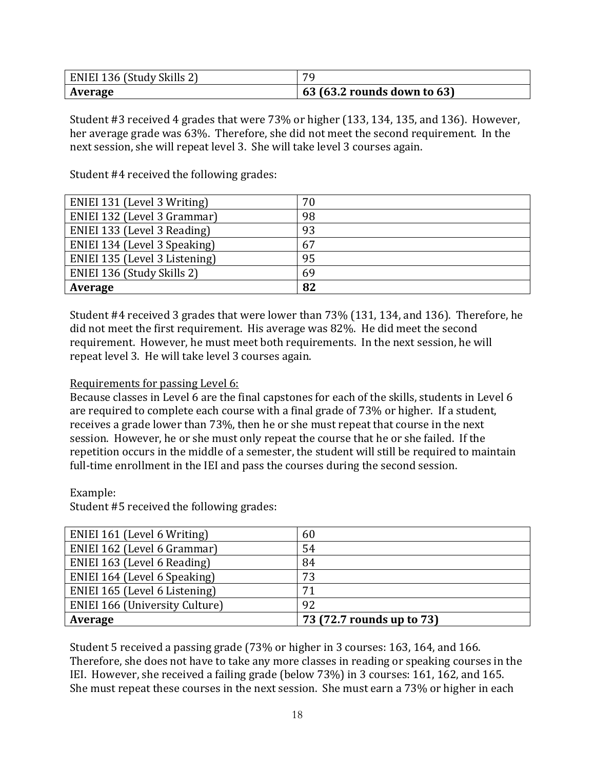| ENIEI 136 (Study Skills 2) | 79 |
|---|---|
| **Average** | **63 (63.2 rounds down to 63)** |

Student #3 received 4 grades that were 73% or higher (133, 134, 135, and 136). However, her average grade was 63%. Therefore, she did not meet the second requirement. In the next session, she will repeat level 3. She will take level 3 courses again.

Student #4 received the following grades:

| ENIEI 131 (Level 3 Writing) | 70 |
|---|---|
| ENIEI 132 (Level 3 Grammar) | 98 |
| ENIEI 133 (Level 3 Reading) | 93 |
| ENIEI 134 (Level 3 Speaking) | 67 |
| ENIEI 135 (Level 3 Listening) | 95 |
| ENIEI 136 (Study Skills 2) | 69 |
| **Average** | **82** |

Student #4 received 3 grades that were lower than 73% (131, 134, and 136). Therefore, he did not meet the first requirement. His average was 82%. He did meet the second requirement. However, he must meet both requirements. In the next session, he will repeat level 3. He will take level 3 courses again.

<u>Requirements for passing Level 6:</u>
Because classes in Level 6 are the final capstones for each of the skills, students in Level 6 are required to complete each course with a final grade of 73% or higher. If a student, receives a grade lower than 73%, then he or she must repeat that course in the next session. However, he or she must only repeat the course that he or she failed. If the repetition occurs in the middle of a semester, the student will still be required to maintain full-time enrollment in the IEI and pass the courses during the second session.

Example:
Student #5 received the following grades:

| ENIEI 161 (Level 6 Writing) | 60 |
|---|---|
| ENIEI 162 (Level 6 Grammar) | 54 |
| ENIEI 163 (Level 6 Reading) | 84 |
| ENIEI 164 (Level 6 Speaking) | 73 |
| ENIEI 165 (Level 6 Listening) | 71 |
| ENIEI 166 (University Culture) | 92 |
| **Average** | **73 (72.7 rounds up to 73)** |

Student 5 received a passing grade (73% or higher in 3 courses: 163, 164, and 166. Therefore, she does not have to take any more classes in reading or speaking courses in the IEI. However, she received a failing grade (below 73%) in 3 courses: 161, 162, and 165. She must repeat these courses in the next session. She must earn a 73% or higher in each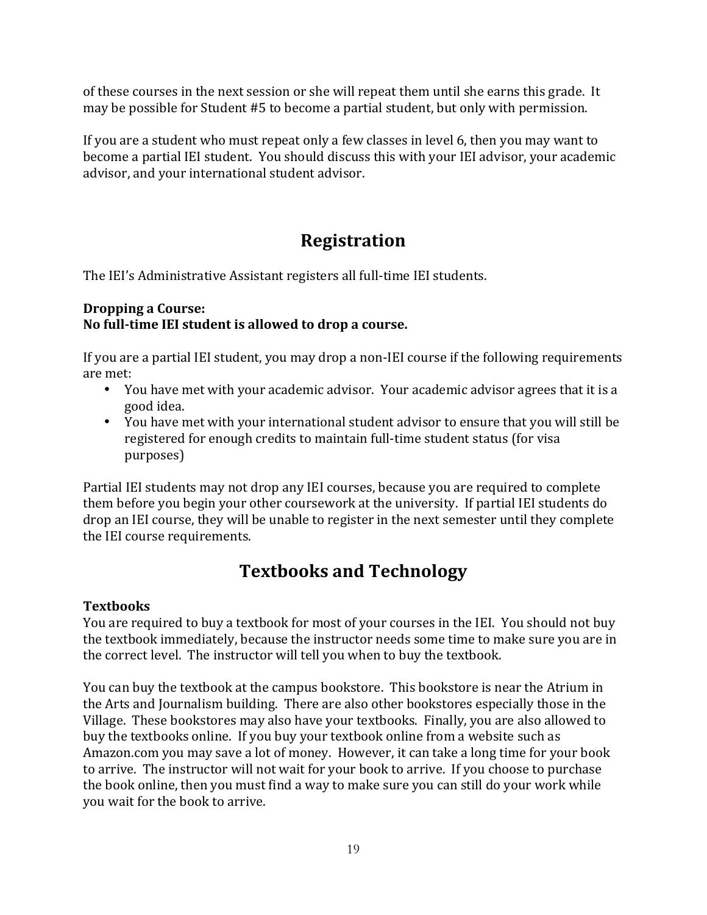of these courses in the next session or she will repeat them until she earns this grade. It may be possible for Student #5 to become a partial student, but only with permission.

If you are a student who must repeat only a few classes in level 6, then you may want to become a partial IEI student. You should discuss this with your IEI advisor, your academic advisor, and your international student advisor.

# Registration

The IEI's Administrative Assistant registers all full-time IEI students.

**Dropping a Course:**
**No full-time IEI student is allowed to drop a course.**

If you are a partial IEI student, you may drop a non-IEI course if the following requirements are met:

- You have met with your academic advisor. Your academic advisor agrees that it is a good idea.
- You have met with your international student advisor to ensure that you will still be registered for enough credits to maintain full-time student status (for visa purposes)

Partial IEI students may not drop any IEI courses, because you are required to complete them before you begin your other coursework at the university. If partial IEI students do drop an IEI course, they will be unable to register in the next semester until they complete the IEI course requirements.

# Textbooks and Technology

### Textbooks

You are required to buy a textbook for most of your courses in the IEI. You should not buy the textbook immediately, because the instructor needs some time to make sure you are in the correct level. The instructor will tell you when to buy the textbook.

You can buy the textbook at the campus bookstore. This bookstore is near the Atrium in the Arts and Journalism building. There are also other bookstores especially those in the Village. These bookstores may also have your textbooks. Finally, you are also allowed to buy the textbooks online. If you buy your textbook online from a website such as Amazon.com you may save a lot of money. However, it can take a long time for your book to arrive. The instructor will not wait for your book to arrive. If you choose to purchase the book online, then you must find a way to make sure you can still do your work while you wait for the book to arrive.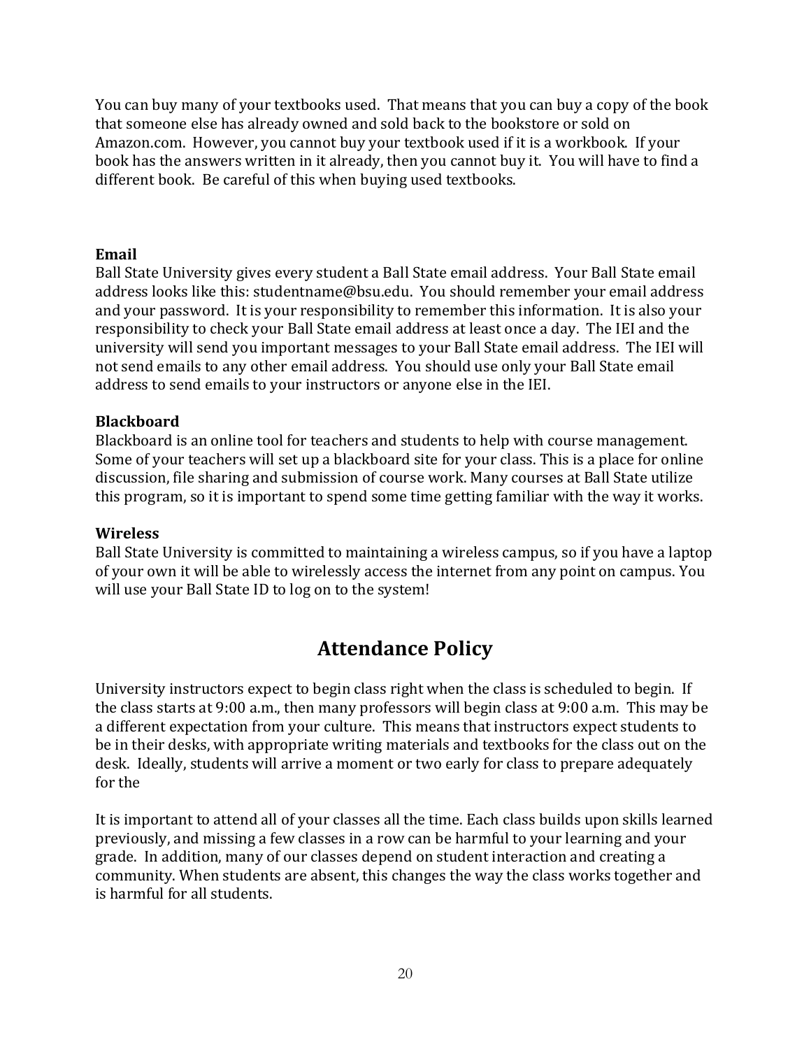You can buy many of your textbooks used. That means that you can buy a copy of the book that someone else has already owned and sold back to the bookstore or sold on Amazon.com. However, you cannot buy your textbook used if it is a workbook. If your book has the answers written in it already, then you cannot buy it. You will have to find a different book. Be careful of this when buying used textbooks.

**Email**

Ball State University gives every student a Ball State email address. Your Ball State email address looks like this: studentname@bsu.edu. You should remember your email address and your password. It is your responsibility to remember this information. It is also your responsibility to check your Ball State email address at least once a day. The IEI and the university will send you important messages to your Ball State email address. The IEI will not send emails to any other email address. You should use only your Ball State email address to send emails to your instructors or anyone else in the IEI.

**Blackboard**

Blackboard is an online tool for teachers and students to help with course management. Some of your teachers will set up a blackboard site for your class. This is a place for online discussion, file sharing and submission of course work. Many courses at Ball State utilize this program, so it is important to spend some time getting familiar with the way it works.

**Wireless**

Ball State University is committed to maintaining a wireless campus, so if you have a laptop of your own it will be able to wirelessly access the internet from any point on campus. You will use your Ball State ID to log on to the system!

## Attendance Policy

University instructors expect to begin class right when the class is scheduled to begin. If the class starts at 9:00 a.m., then many professors will begin class at 9:00 a.m. This may be a different expectation from your culture. This means that instructors expect students to be in their desks, with appropriate writing materials and textbooks for the class out on the desk. Ideally, students will arrive a moment or two early for class to prepare adequately for the

It is important to attend all of your classes all the time. Each class builds upon skills learned previously, and missing a few classes in a row can be harmful to your learning and your grade. In addition, many of our classes depend on student interaction and creating a community. When students are absent, this changes the way the class works together and is harmful for all students.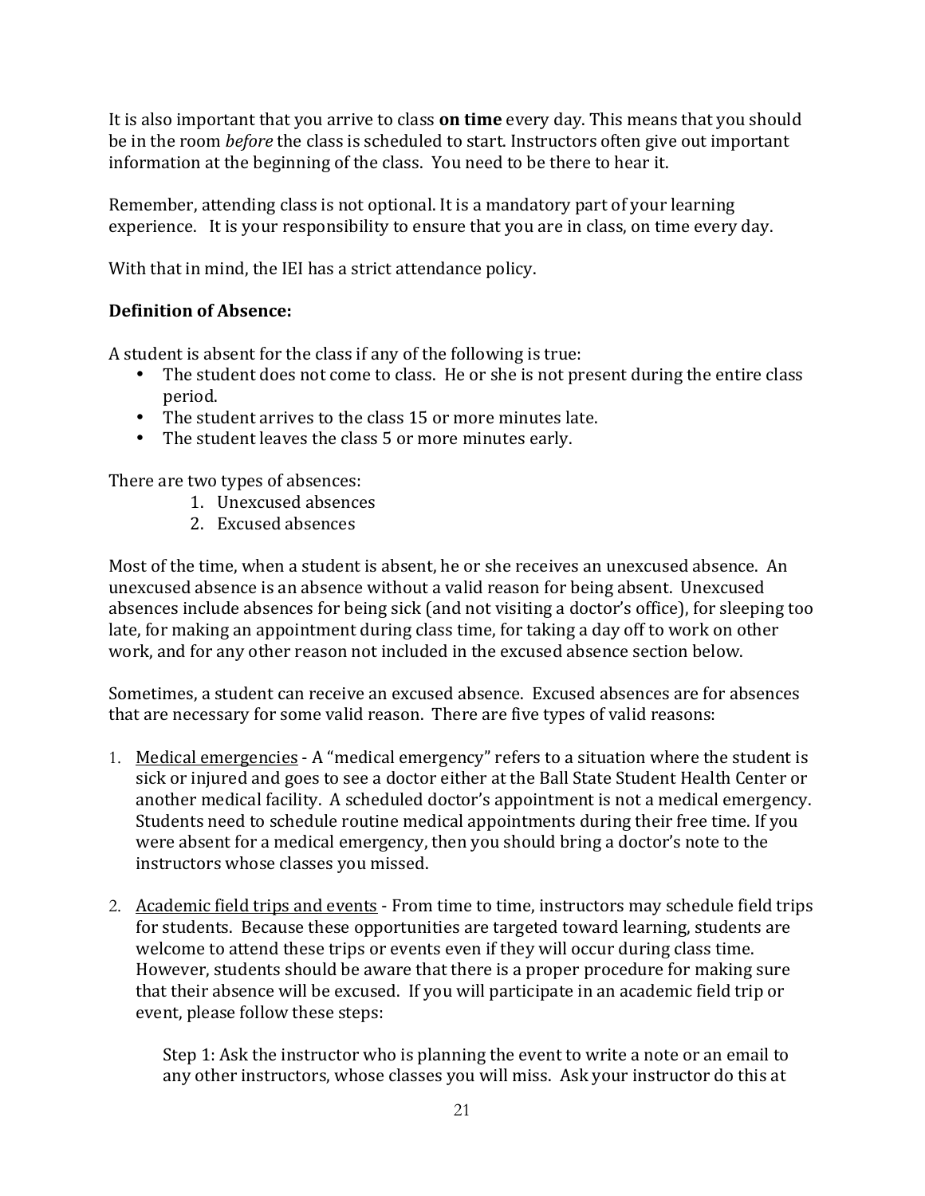It is also important that you arrive to class **on time** every day. This means that you should be in the room *before* the class is scheduled to start. Instructors often give out important information at the beginning of the class. You need to be there to hear it.

Remember, attending class is not optional. It is a mandatory part of your learning experience. It is your responsibility to ensure that you are in class, on time every day.

With that in mind, the IEI has a strict attendance policy.

**Definition of Absence:**

A student is absent for the class if any of the following is true:

- The student does not come to class. He or she is not present during the entire class period.
- The student arrives to the class 15 or more minutes late.
- The student leaves the class 5 or more minutes early.

There are two types of absences:

1. Unexcused absences
2. Excused absences

Most of the time, when a student is absent, he or she receives an unexcused absence. An unexcused absence is an absence without a valid reason for being absent. Unexcused absences include absences for being sick (and not visiting a doctor's office), for sleeping too late, for making an appointment during class time, for taking a day off to work on other work, and for any other reason not included in the excused absence section below.

Sometimes, a student can receive an excused absence. Excused absences are for absences that are necessary for some valid reason. There are five types of valid reasons:

1. Medical emergencies - A "medical emergency" refers to a situation where the student is sick or injured and goes to see a doctor either at the Ball State Student Health Center or another medical facility. A scheduled doctor's appointment is not a medical emergency. Students need to schedule routine medical appointments during their free time. If you were absent for a medical emergency, then you should bring a doctor's note to the instructors whose classes you missed.

2. Academic field trips and events - From time to time, instructors may schedule field trips for students. Because these opportunities are targeted toward learning, students are welcome to attend these trips or events even if they will occur during class time. However, students should be aware that there is a proper procedure for making sure that their absence will be excused. If you will participate in an academic field trip or event, please follow these steps:

   Step 1: Ask the instructor who is planning the event to write a note or an email to any other instructors, whose classes you will miss. Ask your instructor do this at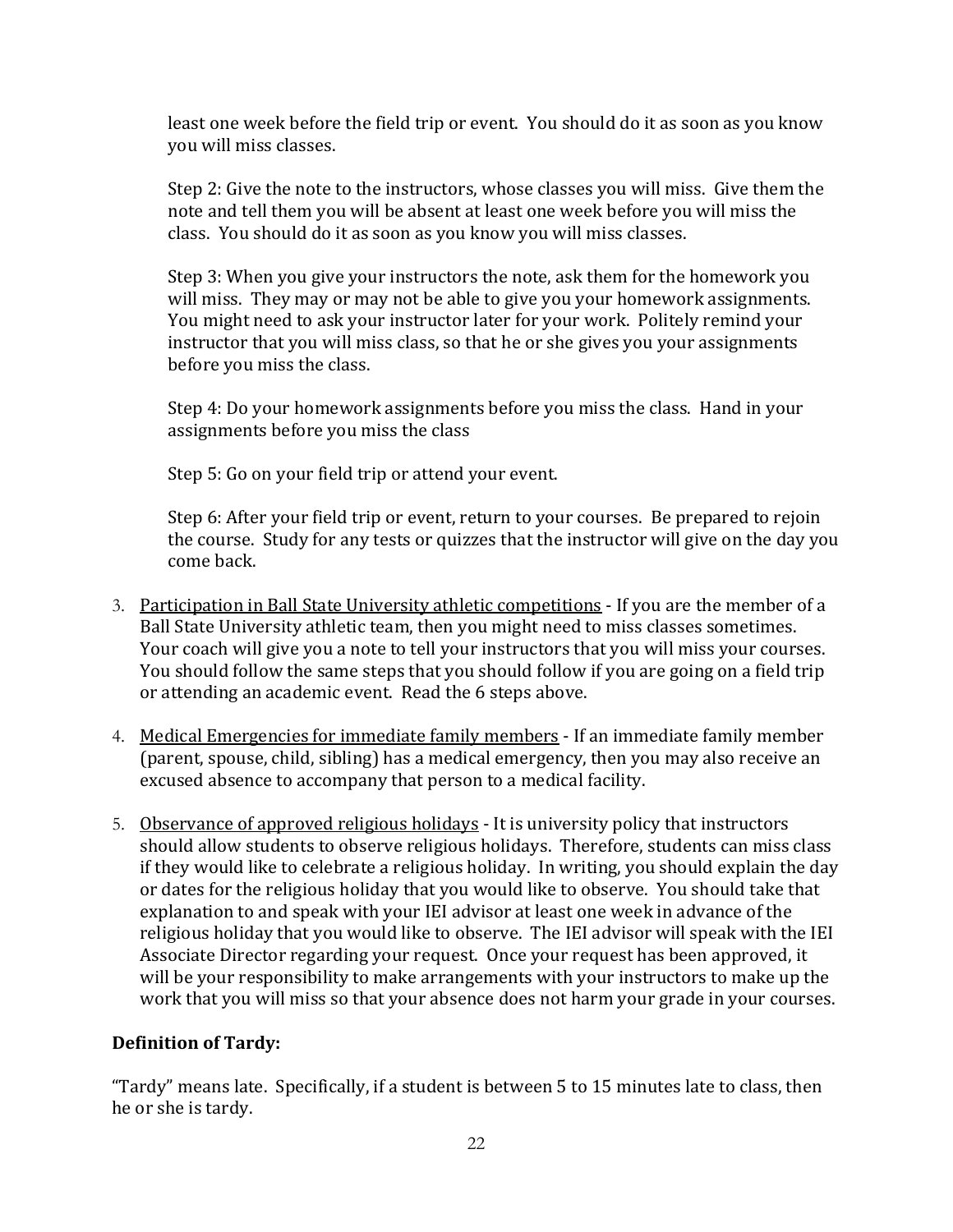least one week before the field trip or event. You should do it as soon as you know you will miss classes.

Step 2: Give the note to the instructors, whose classes you will miss. Give them the note and tell them you will be absent at least one week before you will miss the class. You should do it as soon as you know you will miss classes.

Step 3: When you give your instructors the note, ask them for the homework you will miss. They may or may not be able to give you your homework assignments. You might need to ask your instructor later for your work. Politely remind your instructor that you will miss class, so that he or she gives you your assignments before you miss the class.

Step 4: Do your homework assignments before you miss the class. Hand in your assignments before you miss the class

Step 5: Go on your field trip or attend your event.

Step 6: After your field trip or event, return to your courses. Be prepared to rejoin the course. Study for any tests or quizzes that the instructor will give on the day you come back.

3. Participation in Ball State University athletic competitions - If you are the member of a Ball State University athletic team, then you might need to miss classes sometimes. Your coach will give you a note to tell your instructors that you will miss your courses. You should follow the same steps that you should follow if you are going on a field trip or attending an academic event. Read the 6 steps above.

4. Medical Emergencies for immediate family members - If an immediate family member (parent, spouse, child, sibling) has a medical emergency, then you may also receive an excused absence to accompany that person to a medical facility.

5. Observance of approved religious holidays - It is university policy that instructors should allow students to observe religious holidays. Therefore, students can miss class if they would like to celebrate a religious holiday. In writing, you should explain the day or dates for the religious holiday that you would like to observe. You should take that explanation to and speak with your IEI advisor at least one week in advance of the religious holiday that you would like to observe. The IEI advisor will speak with the IEI Associate Director regarding your request. Once your request has been approved, it will be your responsibility to make arrangements with your instructors to make up the work that you will miss so that your absence does not harm your grade in your courses.

**Definition of Tardy:**

"Tardy" means late. Specifically, if a student is between 5 to 15 minutes late to class, then he or she is tardy.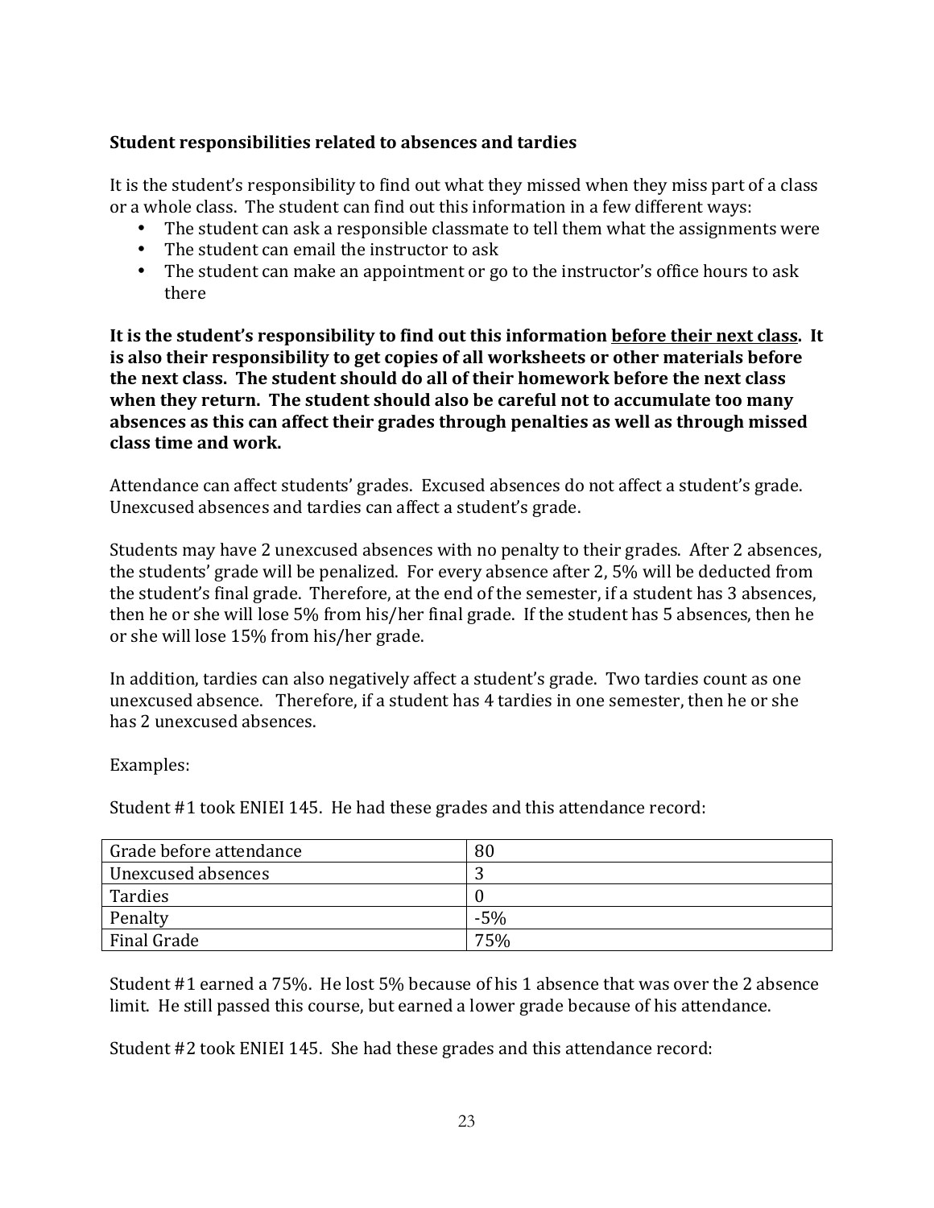**Student responsibilities related to absences and tardies**

It is the student's responsibility to find out what they missed when they miss part of a class or a whole class. The student can find out this information in a few different ways:

- The student can ask a responsible classmate to tell them what the assignments were
- The student can email the instructor to ask
- The student can make an appointment or go to the instructor's office hours to ask there

**It is the student's responsibility to find out this information <u>before their next class</u>. It is also their responsibility to get copies of all worksheets or other materials before the next class. The student should do all of their homework before the next class when they return. The student should also be careful not to accumulate too many absences as this can affect their grades through penalties as well as through missed class time and work.**

Attendance can affect students' grades. Excused absences do not affect a student's grade. Unexcused absences and tardies can affect a student's grade.

Students may have 2 unexcused absences with no penalty to their grades. After 2 absences, the students' grade will be penalized. For every absence after 2, 5% will be deducted from the student's final grade. Therefore, at the end of the semester, if a student has 3 absences, then he or she will lose 5% from his/her final grade. If the student has 5 absences, then he or she will lose 15% from his/her grade.

In addition, tardies can also negatively affect a student's grade. Two tardies count as one unexcused absence. Therefore, if a student has 4 tardies in one semester, then he or she has 2 unexcused absences.

Examples:

Student #1 took ENIEI 145. He had these grades and this attendance record:

| | |
|---|---|
| Grade before attendance | 80 |
| Unexcused absences | 3 |
| Tardies | 0 |
| Penalty | -5% |
| Final Grade | 75% |

Student #1 earned a 75%. He lost 5% because of his 1 absence that was over the 2 absence limit. He still passed this course, but earned a lower grade because of his attendance.

Student #2 took ENIEI 145. She had these grades and this attendance record: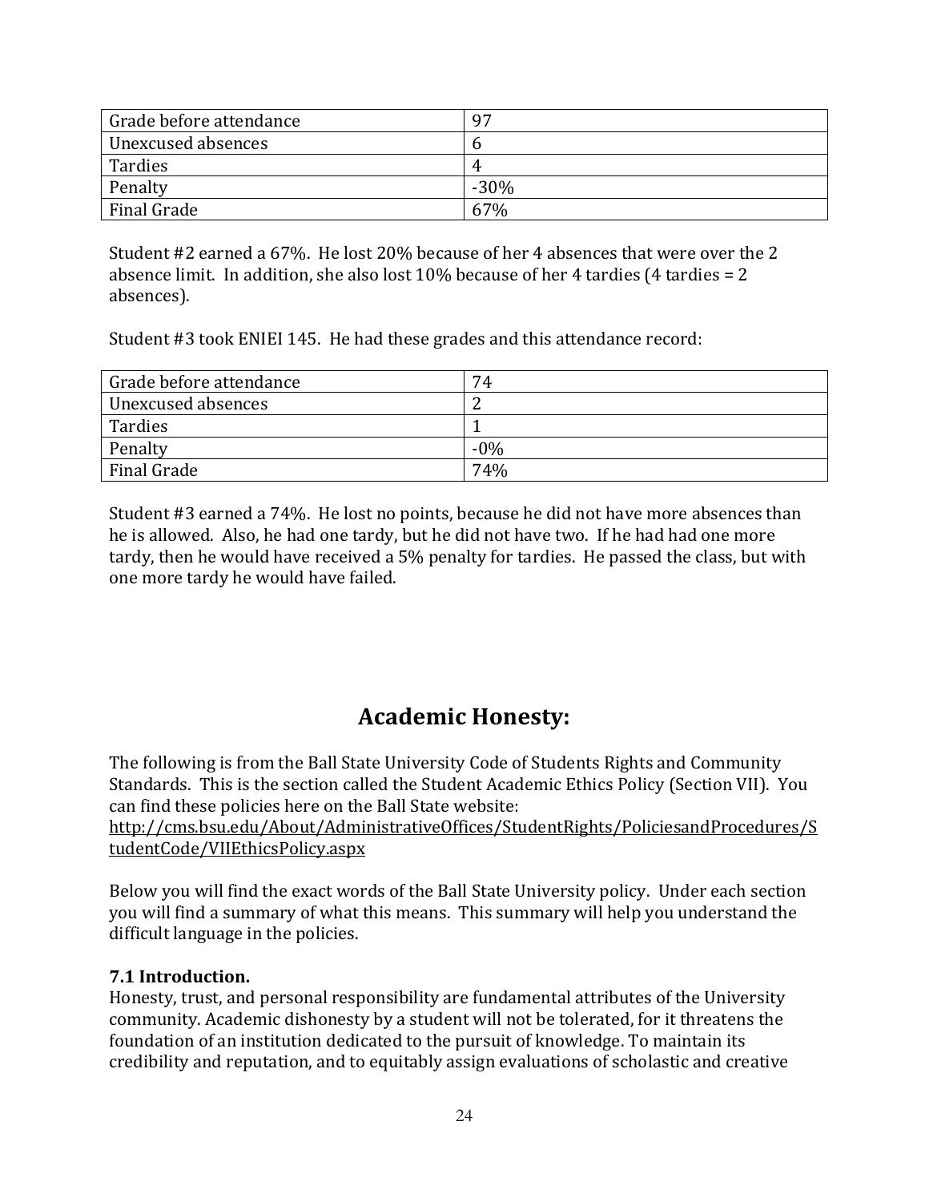| Grade before attendance | 97 |
| --- | --- |
| Unexcused absences | 6 |
| Tardies | 4 |
| Penalty | -30% |
| Final Grade | 67% |

Student #2 earned a 67%. He lost 20% because of her 4 absences that were over the 2 absence limit. In addition, she also lost 10% because of her 4 tardies (4 tardies = 2 absences).

Student #3 took ENIEI 145. He had these grades and this attendance record:

| Grade before attendance | 74 |
| --- | --- |
| Unexcused absences | 2 |
| Tardies | 1 |
| Penalty | -0% |
| Final Grade | 74% |

Student #3 earned a 74%. He lost no points, because he did not have more absences than he is allowed. Also, he had one tardy, but he did not have two. If he had had one more tardy, then he would have received a 5% penalty for tardies. He passed the class, but with one more tardy he would have failed.

## Academic Honesty:

The following is from the Ball State University Code of Students Rights and Community Standards. This is the section called the Student Academic Ethics Policy (Section VII). You can find these policies here on the Ball State website: http://cms.bsu.edu/About/AdministrativeOffices/StudentRights/PoliciesandProcedures/StudentCode/VIIEthicsPolicy.aspx

Below you will find the exact words of the Ball State University policy. Under each section you will find a summary of what this means. This summary will help you understand the difficult language in the policies.

**7.1 Introduction.**
Honesty, trust, and personal responsibility are fundamental attributes of the University community. Academic dishonesty by a student will not be tolerated, for it threatens the foundation of an institution dedicated to the pursuit of knowledge. To maintain its credibility and reputation, and to equitably assign evaluations of scholastic and creative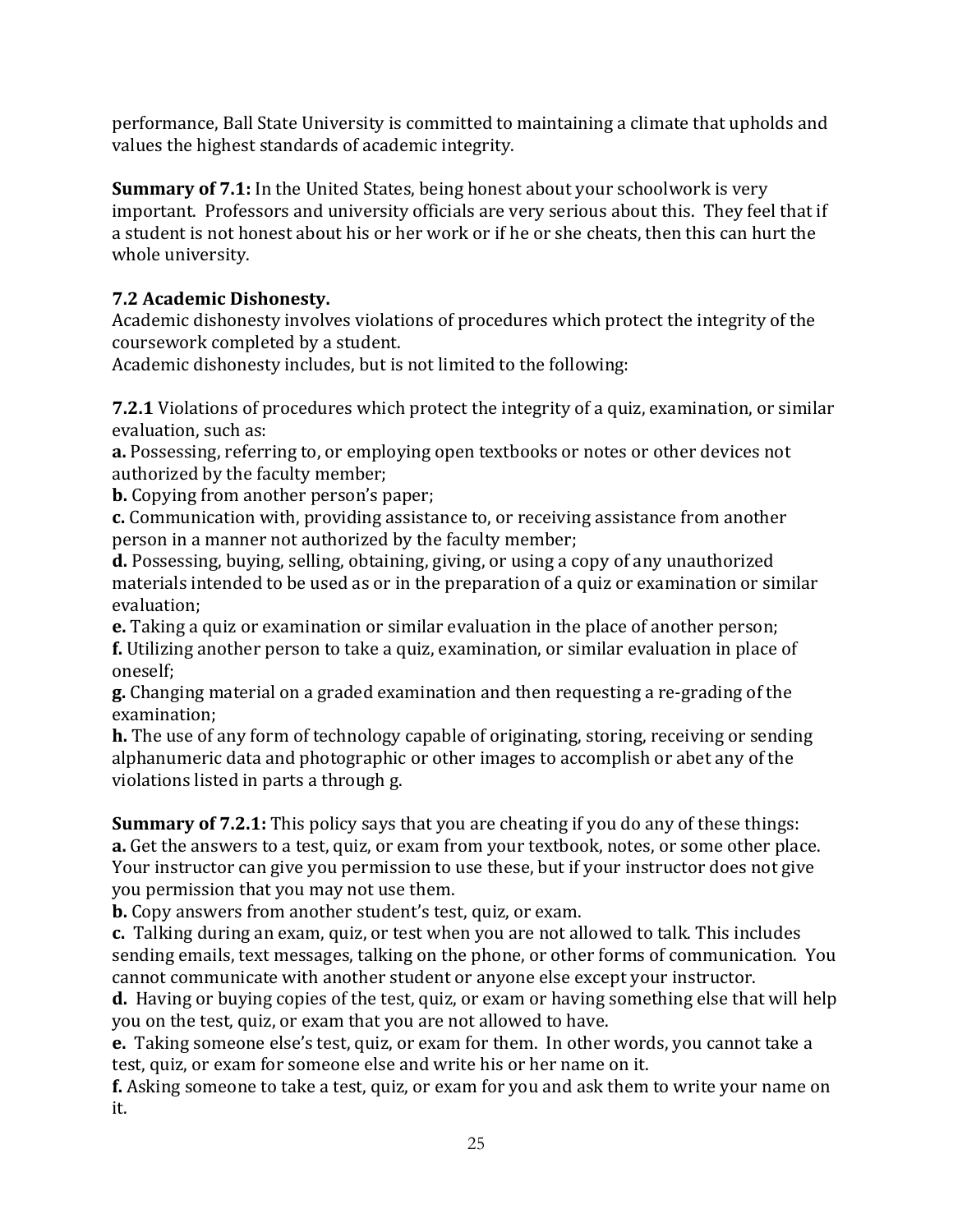performance, Ball State University is committed to maintaining a climate that upholds and values the highest standards of academic integrity.

**Summary of 7.1:** In the United States, being honest about your schoolwork is very important. Professors and university officials are very serious about this. They feel that if a student is not honest about his or her work or if he or she cheats, then this can hurt the whole university.

**7.2 Academic Dishonesty.**
Academic dishonesty involves violations of procedures which protect the integrity of the coursework completed by a student.
Academic dishonesty includes, but is not limited to the following:

**7.2.1** Violations of procedures which protect the integrity of a quiz, examination, or similar evaluation, such as:
**a.** Possessing, referring to, or employing open textbooks or notes or other devices not authorized by the faculty member;
**b.** Copying from another person's paper;
**c.** Communication with, providing assistance to, or receiving assistance from another person in a manner not authorized by the faculty member;
**d.** Possessing, buying, selling, obtaining, giving, or using a copy of any unauthorized materials intended to be used as or in the preparation of a quiz or examination or similar evaluation;
**e.** Taking a quiz or examination or similar evaluation in the place of another person;
**f.** Utilizing another person to take a quiz, examination, or similar evaluation in place of oneself;
**g.** Changing material on a graded examination and then requesting a re-grading of the examination;
**h.** The use of any form of technology capable of originating, storing, receiving or sending alphanumeric data and photographic or other images to accomplish or abet any of the violations listed in parts a through g.

**Summary of 7.2.1:** This policy says that you are cheating if you do any of these things:
**a.** Get the answers to a test, quiz, or exam from your textbook, notes, or some other place. Your instructor can give you permission to use these, but if your instructor does not give you permission that you may not use them.
**b.** Copy answers from another student's test, quiz, or exam.
**c.** Talking during an exam, quiz, or test when you are not allowed to talk. This includes sending emails, text messages, talking on the phone, or other forms of communication. You cannot communicate with another student or anyone else except your instructor.
**d.** Having or buying copies of the test, quiz, or exam or having something else that will help you on the test, quiz, or exam that you are not allowed to have.
**e.** Taking someone else's test, quiz, or exam for them. In other words, you cannot take a test, quiz, or exam for someone else and write his or her name on it.
**f.** Asking someone to take a test, quiz, or exam for you and ask them to write your name on it.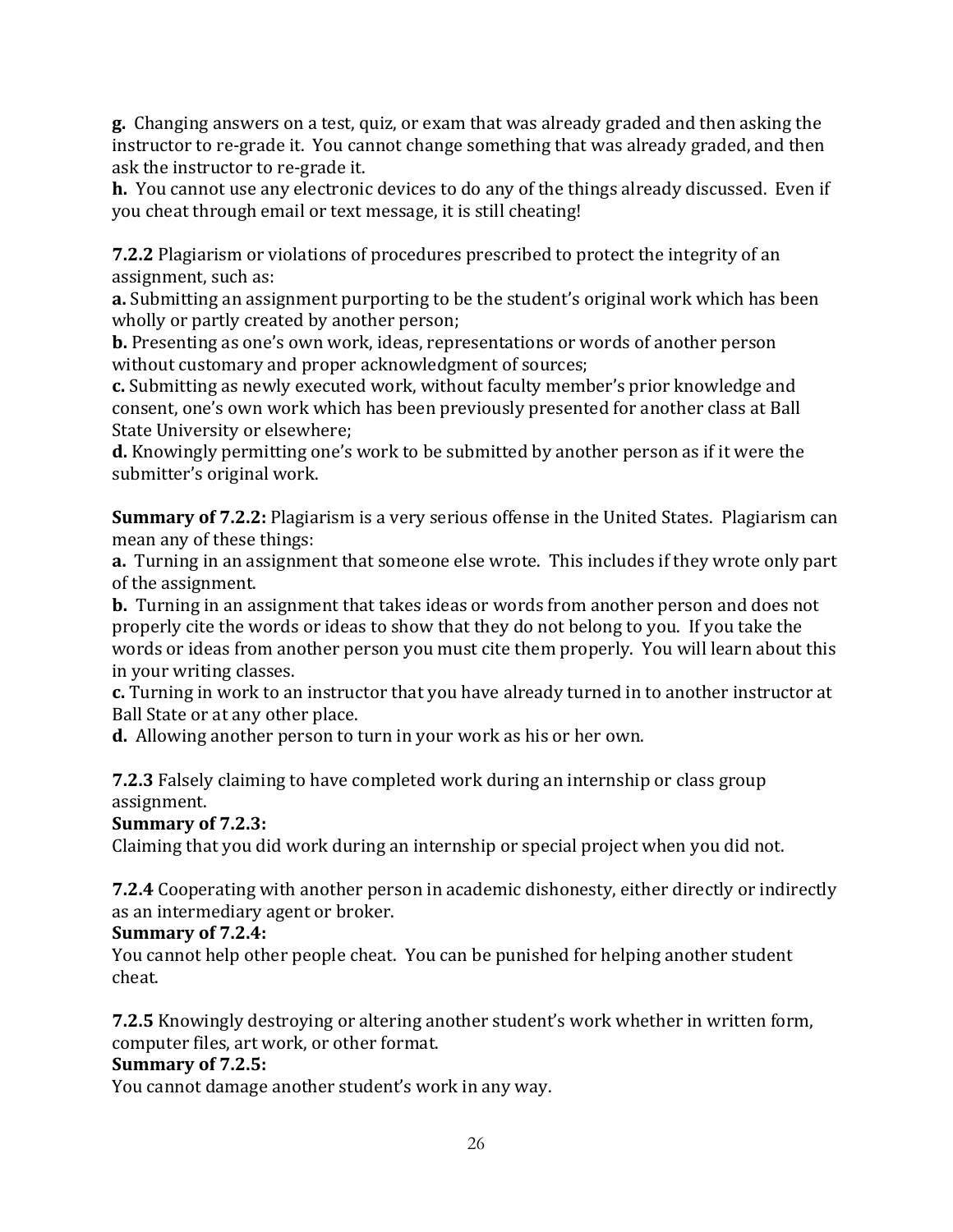**g.** Changing answers on a test, quiz, or exam that was already graded and then asking the instructor to re-grade it. You cannot change something that was already graded, and then ask the instructor to re-grade it.
**h.** You cannot use any electronic devices to do any of the things already discussed. Even if you cheat through email or text message, it is still cheating!

**7.2.2** Plagiarism or violations of procedures prescribed to protect the integrity of an assignment, such as:
**a.** Submitting an assignment purporting to be the student's original work which has been wholly or partly created by another person;
**b.** Presenting as one's own work, ideas, representations or words of another person without customary and proper acknowledgment of sources;
**c.** Submitting as newly executed work, without faculty member's prior knowledge and consent, one's own work which has been previously presented for another class at Ball State University or elsewhere;
**d.** Knowingly permitting one's work to be submitted by another person as if it were the submitter's original work.

**Summary of 7.2.2:** Plagiarism is a very serious offense in the United States. Plagiarism can mean any of these things:
**a.** Turning in an assignment that someone else wrote. This includes if they wrote only part of the assignment.
**b.** Turning in an assignment that takes ideas or words from another person and does not properly cite the words or ideas to show that they do not belong to you. If you take the words or ideas from another person you must cite them properly. You will learn about this in your writing classes.
**c.** Turning in work to an instructor that you have already turned in to another instructor at Ball State or at any other place.
**d.** Allowing another person to turn in your work as his or her own.

**7.2.3** Falsely claiming to have completed work during an internship or class group assignment.
**Summary of 7.2.3:**
Claiming that you did work during an internship or special project when you did not.

**7.2.4** Cooperating with another person in academic dishonesty, either directly or indirectly as an intermediary agent or broker.
**Summary of 7.2.4:**
You cannot help other people cheat. You can be punished for helping another student cheat.

**7.2.5** Knowingly destroying or altering another student's work whether in written form, computer files, art work, or other format.
**Summary of 7.2.5:**
You cannot damage another student's work in any way.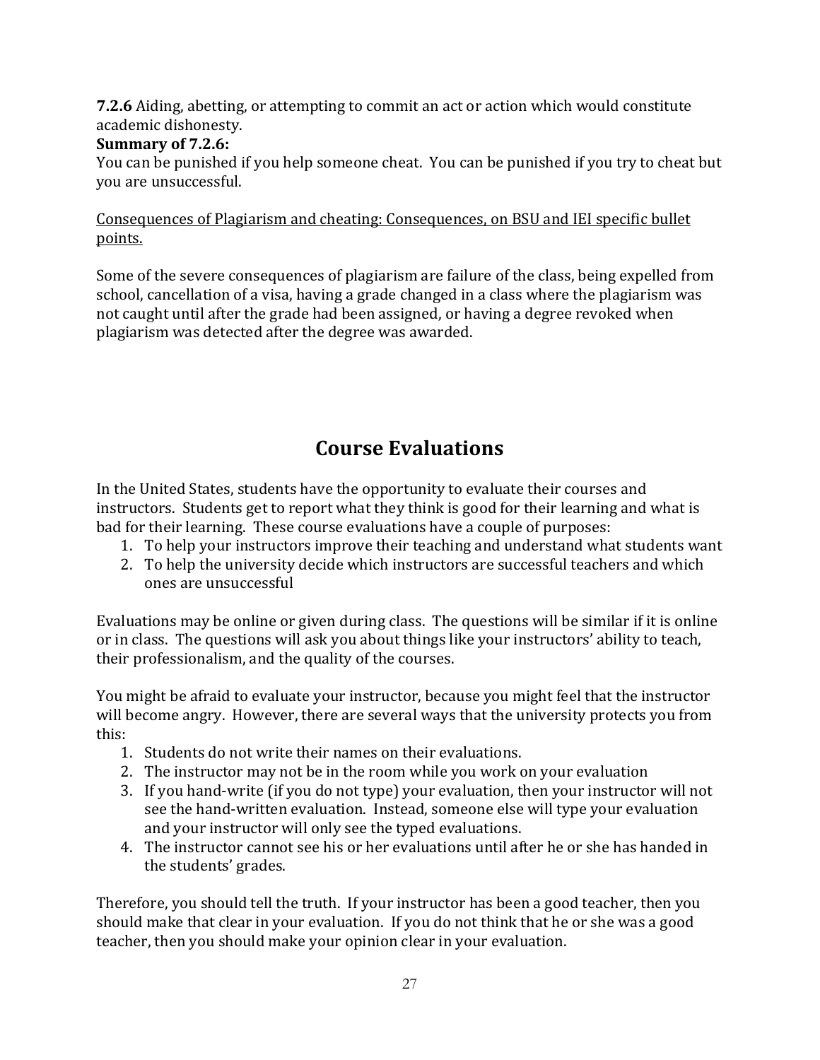**7.2.6** Aiding, abetting, or attempting to commit an act or action which would constitute academic dishonesty.

**Summary of 7.2.6:**

You can be punished if you help someone cheat. You can be punished if you try to cheat but you are unsuccessful.

<u>Consequences of Plagiarism and cheating: Consequences, on BSU and IEI specific bullet points.</u>

Some of the severe consequences of plagiarism are failure of the class, being expelled from school, cancellation of a visa, having a grade changed in a class where the plagiarism was not caught until after the grade had been assigned, or having a degree revoked when plagiarism was detected after the degree was awarded.

# Course Evaluations

In the United States, students have the opportunity to evaluate their courses and instructors. Students get to report what they think is good for their learning and what is bad for their learning. These course evaluations have a couple of purposes:

1. To help your instructors improve their teaching and understand what students want
2. To help the university decide which instructors are successful teachers and which ones are unsuccessful

Evaluations may be online or given during class. The questions will be similar if it is online or in class. The questions will ask you about things like your instructors' ability to teach, their professionalism, and the quality of the courses.

You might be afraid to evaluate your instructor, because you might feel that the instructor will become angry. However, there are several ways that the university protects you from this:

1. Students do not write their names on their evaluations.
2. The instructor may not be in the room while you work on your evaluation
3. If you hand-write (if you do not type) your evaluation, then your instructor will not see the hand-written evaluation. Instead, someone else will type your evaluation and your instructor will only see the typed evaluations.
4. The instructor cannot see his or her evaluations until after he or she has handed in the students' grades.

Therefore, you should tell the truth. If your instructor has been a good teacher, then you should make that clear in your evaluation. If you do not think that he or she was a good teacher, then you should make your opinion clear in your evaluation.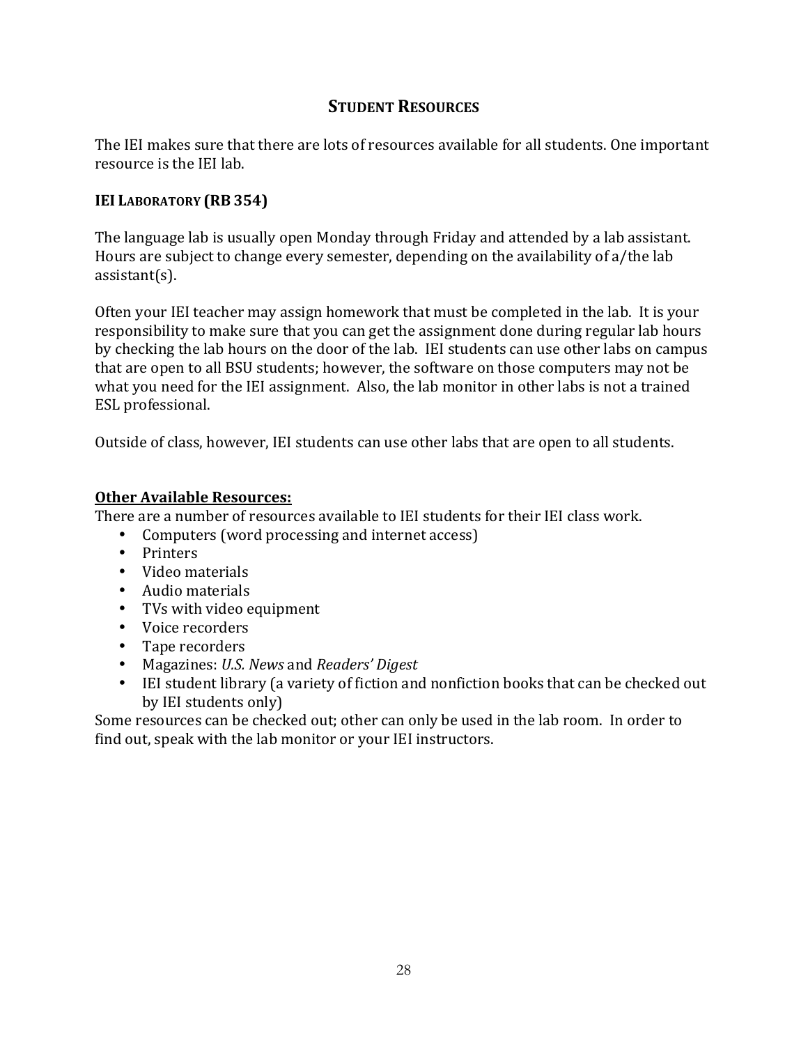## Student Resources

The IEI makes sure that there are lots of resources available for all students. One important resource is the IEI lab.

### IEI Laboratory (RB 354)

The language lab is usually open Monday through Friday and attended by a lab assistant. Hours are subject to change every semester, depending on the availability of a/the lab assistant(s).

Often your IEI teacher may assign homework that must be completed in the lab. It is your responsibility to make sure that you can get the assignment done during regular lab hours by checking the lab hours on the door of the lab. IEI students can use other labs on campus that are open to all BSU students; however, the software on those computers may not be what you need for the IEI assignment. Also, the lab monitor in other labs is not a trained ESL professional.

Outside of class, however, IEI students can use other labs that are open to all students.

**Other Available Resources:**

There are a number of resources available to IEI students for their IEI class work.

- Computers (word processing and internet access)
- Printers
- Video materials
- Audio materials
- TVs with video equipment
- Voice recorders
- Tape recorders
- Magazines: *U.S. News* and *Readers' Digest*
- IEI student library (a variety of fiction and nonfiction books that can be checked out by IEI students only)

Some resources can be checked out; other can only be used in the lab room. In order to find out, speak with the lab monitor or your IEI instructors.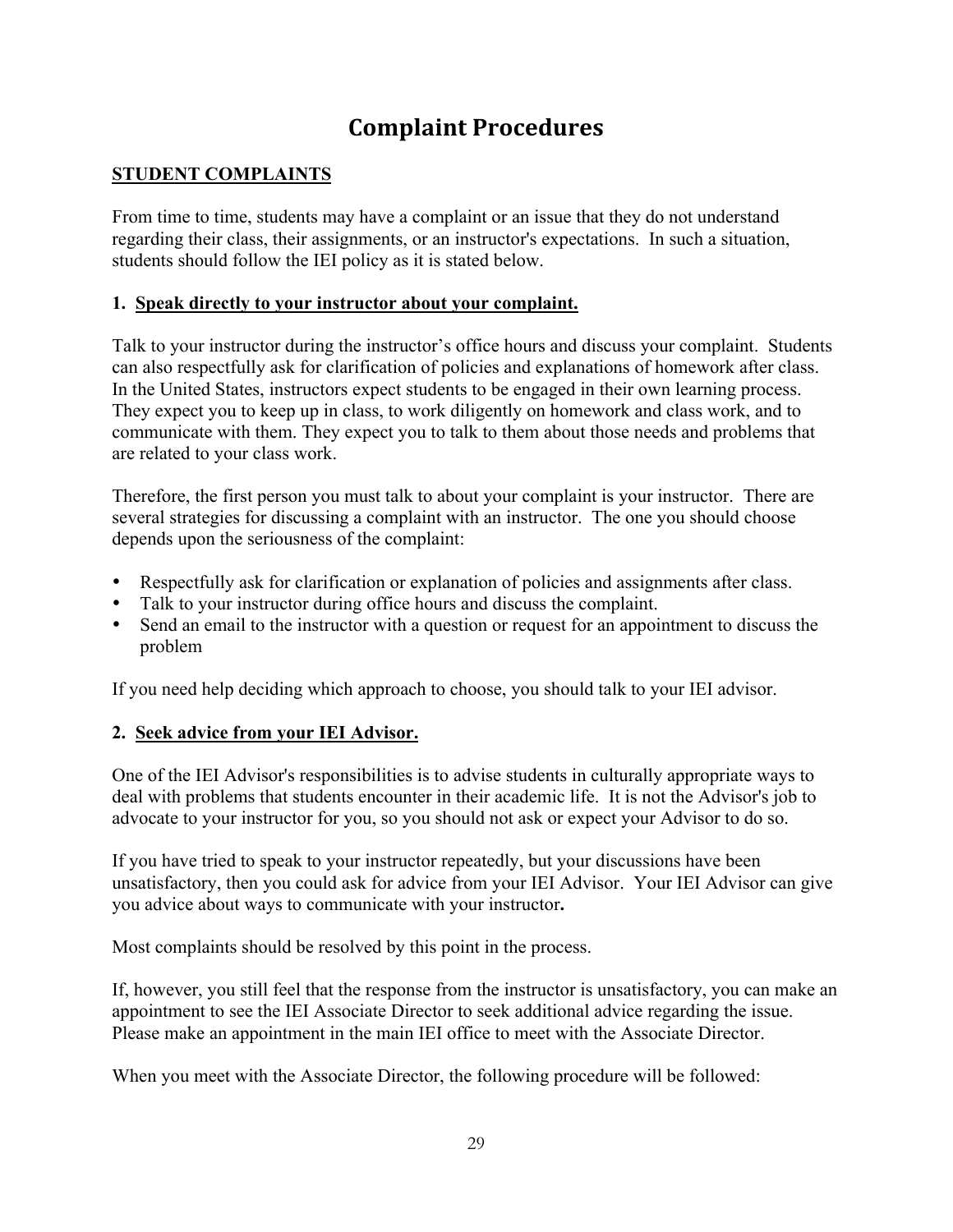# Complaint Procedures

**STUDENT COMPLAINTS**

From time to time, students may have a complaint or an issue that they do not understand regarding their class, their assignments, or an instructor's expectations. In such a situation, students should follow the IEI policy as it is stated below.

**1. Speak directly to your instructor about your complaint.**

Talk to your instructor during the instructor's office hours and discuss your complaint. Students can also respectfully ask for clarification of policies and explanations of homework after class. In the United States, instructors expect students to be engaged in their own learning process. They expect you to keep up in class, to work diligently on homework and class work, and to communicate with them. They expect you to talk to them about those needs and problems that are related to your class work.

Therefore, the first person you must talk to about your complaint is your instructor. There are several strategies for discussing a complaint with an instructor. The one you should choose depends upon the seriousness of the complaint:

- Respectfully ask for clarification or explanation of policies and assignments after class.
- Talk to your instructor during office hours and discuss the complaint.
- Send an email to the instructor with a question or request for an appointment to discuss the problem

If you need help deciding which approach to choose, you should talk to your IEI advisor.

**2. Seek advice from your IEI Advisor.**

One of the IEI Advisor's responsibilities is to advise students in culturally appropriate ways to deal with problems that students encounter in their academic life. It is not the Advisor's job to advocate to your instructor for you, so you should not ask or expect your Advisor to do so.

If you have tried to speak to your instructor repeatedly, but your discussions have been unsatisfactory, then you could ask for advice from your IEI Advisor. Your IEI Advisor can give you advice about ways to communicate with your instructor**.**

Most complaints should be resolved by this point in the process.

If, however, you still feel that the response from the instructor is unsatisfactory, you can make an appointment to see the IEI Associate Director to seek additional advice regarding the issue. Please make an appointment in the main IEI office to meet with the Associate Director.

When you meet with the Associate Director, the following procedure will be followed: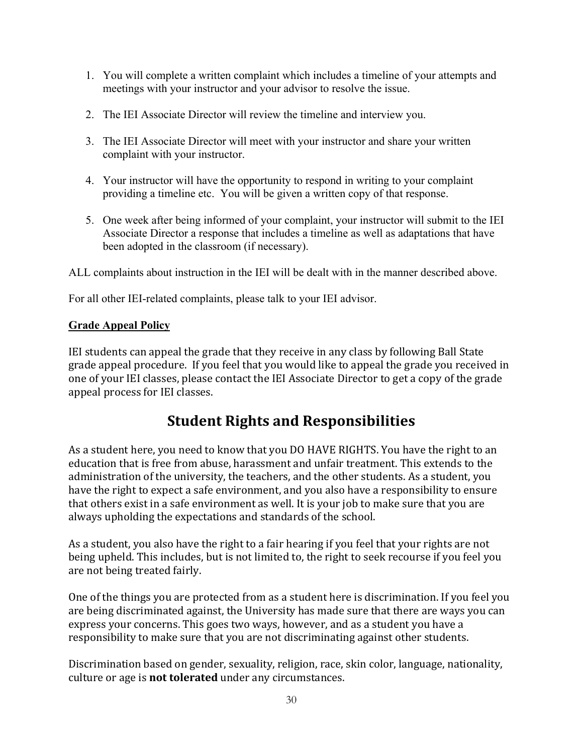1. You will complete a written complaint which includes a timeline of your attempts and meetings with your instructor and your advisor to resolve the issue.

2. The IEI Associate Director will review the timeline and interview you.

3. The IEI Associate Director will meet with your instructor and share your written complaint with your instructor.

4. Your instructor will have the opportunity to respond in writing to your complaint providing a timeline etc. You will be given a written copy of that response.

5. One week after being informed of your complaint, your instructor will submit to the IEI Associate Director a response that includes a timeline as well as adaptations that have been adopted in the classroom (if necessary).

ALL complaints about instruction in the IEI will be dealt with in the manner described above.

For all other IEI-related complaints, please talk to your IEI advisor.

**Grade Appeal Policy**

IEI students can appeal the grade that they receive in any class by following Ball State grade appeal procedure. If you feel that you would like to appeal the grade you received in one of your IEI classes, please contact the IEI Associate Director to get a copy of the grade appeal process for IEI classes.

## Student Rights and Responsibilities

As a student here, you need to know that you DO HAVE RIGHTS. You have the right to an education that is free from abuse, harassment and unfair treatment. This extends to the administration of the university, the teachers, and the other students. As a student, you have the right to expect a safe environment, and you also have a responsibility to ensure that others exist in a safe environment as well. It is your job to make sure that you are always upholding the expectations and standards of the school.

As a student, you also have the right to a fair hearing if you feel that your rights are not being upheld. This includes, but is not limited to, the right to seek recourse if you feel you are not being treated fairly.

One of the things you are protected from as a student here is discrimination. If you feel you are being discriminated against, the University has made sure that there are ways you can express your concerns. This goes two ways, however, and as a student you have a responsibility to make sure that you are not discriminating against other students.

Discrimination based on gender, sexuality, religion, race, skin color, language, nationality, culture or age is **not tolerated** under any circumstances.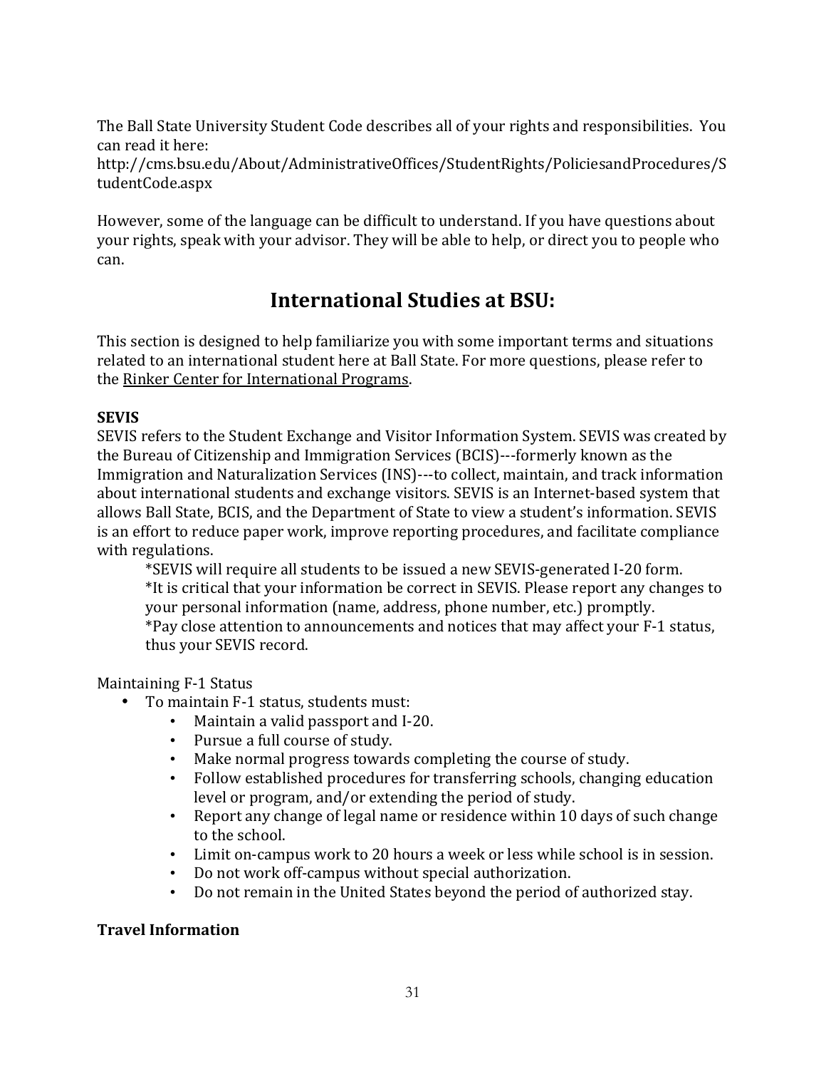The Ball State University Student Code describes all of your rights and responsibilities. You can read it here:
http://cms.bsu.edu/About/AdministrativeOffices/StudentRights/PoliciesandProcedures/StudentCode.aspx

However, some of the language can be difficult to understand. If you have questions about your rights, speak with your advisor. They will be able to help, or direct you to people who can.

## International Studies at BSU:

This section is designed to help familiarize you with some important terms and situations related to an international student here at Ball State. For more questions, please refer to the Rinker Center for International Programs.

**SEVIS**
SEVIS refers to the Student Exchange and Visitor Information System. SEVIS was created by the Bureau of Citizenship and Immigration Services (BCIS)---formerly known as the Immigration and Naturalization Services (INS)---to collect, maintain, and track information about international students and exchange visitors. SEVIS is an Internet-based system that allows Ball State, BCIS, and the Department of State to view a student's information. SEVIS is an effort to reduce paper work, improve reporting procedures, and facilitate compliance with regulations.

*SEVIS will require all students to be issued a new SEVIS-generated I-20 form.
*It is critical that your information be correct in SEVIS. Please report any changes to your personal information (name, address, phone number, etc.) promptly.
*Pay close attention to announcements and notices that may affect your F-1 status, thus your SEVIS record.

Maintaining F-1 Status

- To maintain F-1 status, students must:
  - Maintain a valid passport and I-20.
  - Pursue a full course of study.
  - Make normal progress towards completing the course of study.
  - Follow established procedures for transferring schools, changing education level or program, and/or extending the period of study.
  - Report any change of legal name or residence within 10 days of such change to the school.
  - Limit on-campus work to 20 hours a week or less while school is in session.
  - Do not work off-campus without special authorization.
  - Do not remain in the United States beyond the period of authorized stay.

**Travel Information**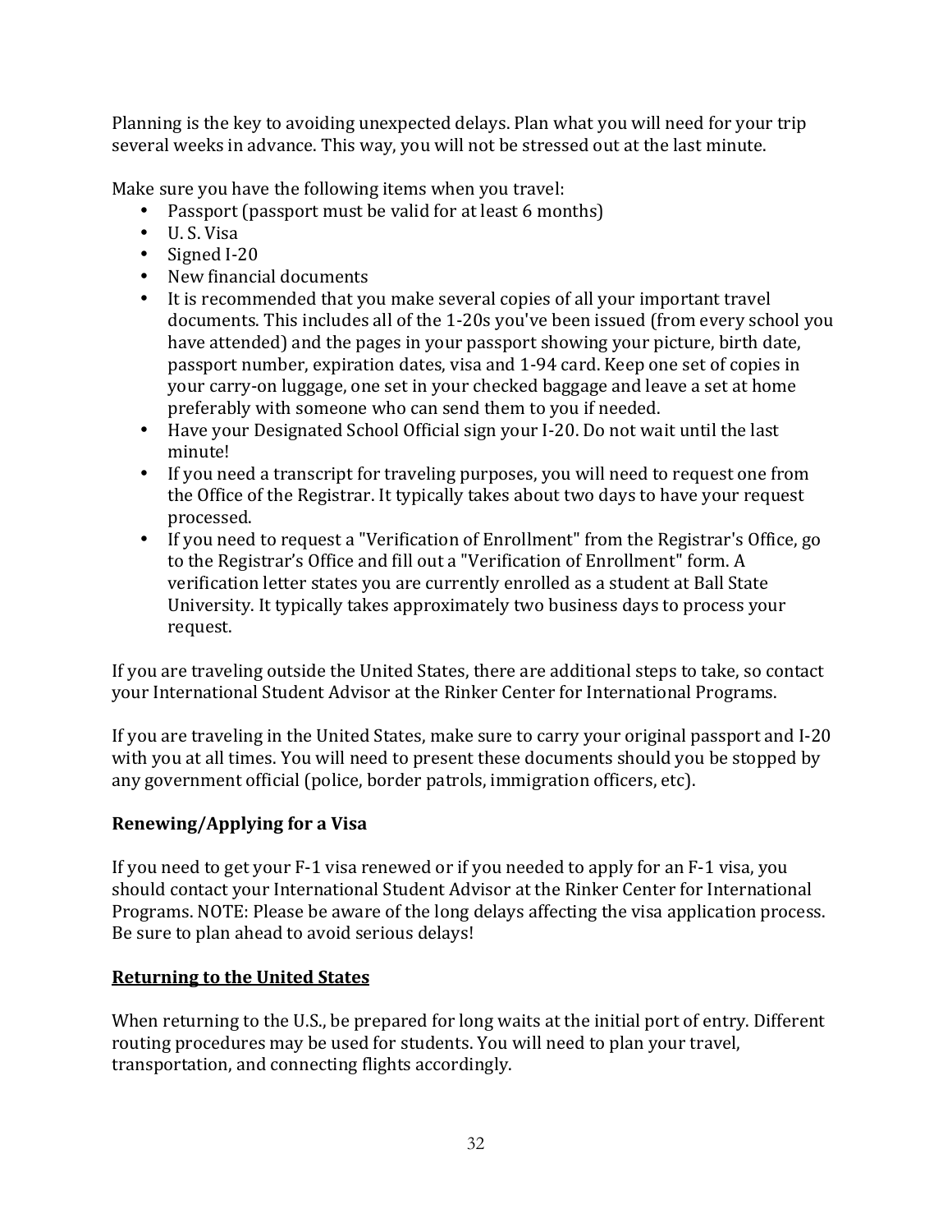Planning is the key to avoiding unexpected delays. Plan what you will need for your trip several weeks in advance. This way, you will not be stressed out at the last minute.

Make sure you have the following items when you travel:

- Passport (passport must be valid for at least 6 months)
- U. S. Visa
- Signed I-20
- New financial documents
- It is recommended that you make several copies of all your important travel documents. This includes all of the 1-20s you've been issued (from every school you have attended) and the pages in your passport showing your picture, birth date, passport number, expiration dates, visa and 1-94 card. Keep one set of copies in your carry-on luggage, one set in your checked baggage and leave a set at home preferably with someone who can send them to you if needed.
- Have your Designated School Official sign your I-20. Do not wait until the last minute!
- If you need a transcript for traveling purposes, you will need to request one from the Office of the Registrar. It typically takes about two days to have your request processed.
- If you need to request a "Verification of Enrollment" from the Registrar's Office, go to the Registrar's Office and fill out a "Verification of Enrollment" form. A verification letter states you are currently enrolled as a student at Ball State University. It typically takes approximately two business days to process your request.

If you are traveling outside the United States, there are additional steps to take, so contact your International Student Advisor at the Rinker Center for International Programs.

If you are traveling in the United States, make sure to carry your original passport and I-20 with you at all times. You will need to present these documents should you be stopped by any government official (police, border patrols, immigration officers, etc).

**Renewing/Applying for a Visa**

If you need to get your F-1 visa renewed or if you needed to apply for an F-1 visa, you should contact your International Student Advisor at the Rinker Center for International Programs. NOTE: Please be aware of the long delays affecting the visa application process. Be sure to plan ahead to avoid serious delays!

**Returning to the United States**

When returning to the U.S., be prepared for long waits at the initial port of entry. Different routing procedures may be used for students. You will need to plan your travel, transportation, and connecting flights accordingly.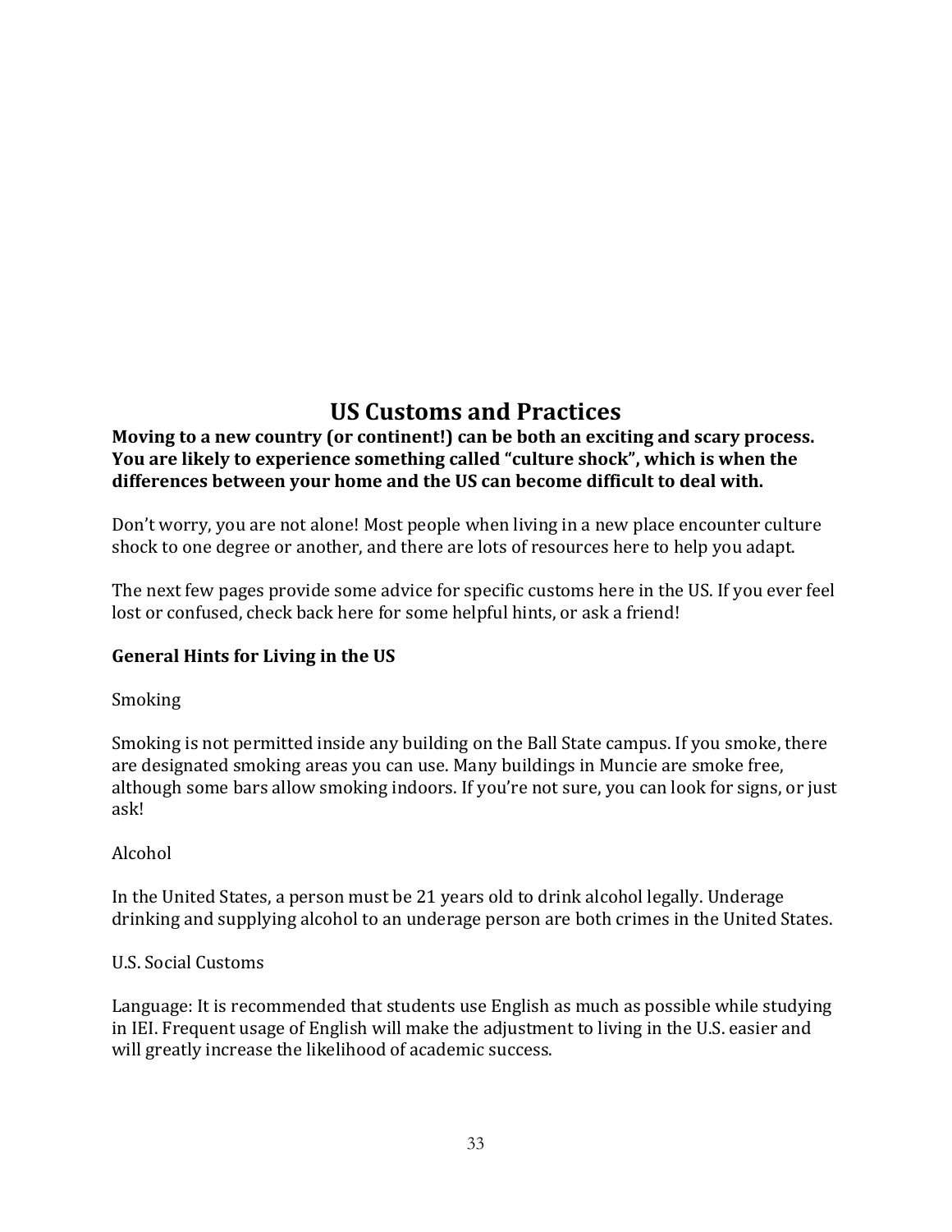# US Customs and Practices

**Moving to a new country (or continent!) can be both an exciting and scary process. You are likely to experience something called "culture shock", which is when the differences between your home and the US can become difficult to deal with.**

Don't worry, you are not alone! Most people when living in a new place encounter culture shock to one degree or another, and there are lots of resources here to help you adapt.

The next few pages provide some advice for specific customs here in the US. If you ever feel lost or confused, check back here for some helpful hints, or ask a friend!

## General Hints for Living in the US

### Smoking

Smoking is not permitted inside any building on the Ball State campus. If you smoke, there are designated smoking areas you can use. Many buildings in Muncie are smoke free, although some bars allow smoking indoors. If you're not sure, you can look for signs, or just ask!

### Alcohol

In the United States, a person must be 21 years old to drink alcohol legally. Underage drinking and supplying alcohol to an underage person are both crimes in the United States.

### U.S. Social Customs

Language: It is recommended that students use English as much as possible while studying in IEI. Frequent usage of English will make the adjustment to living in the U.S. easier and will greatly increase the likelihood of academic success.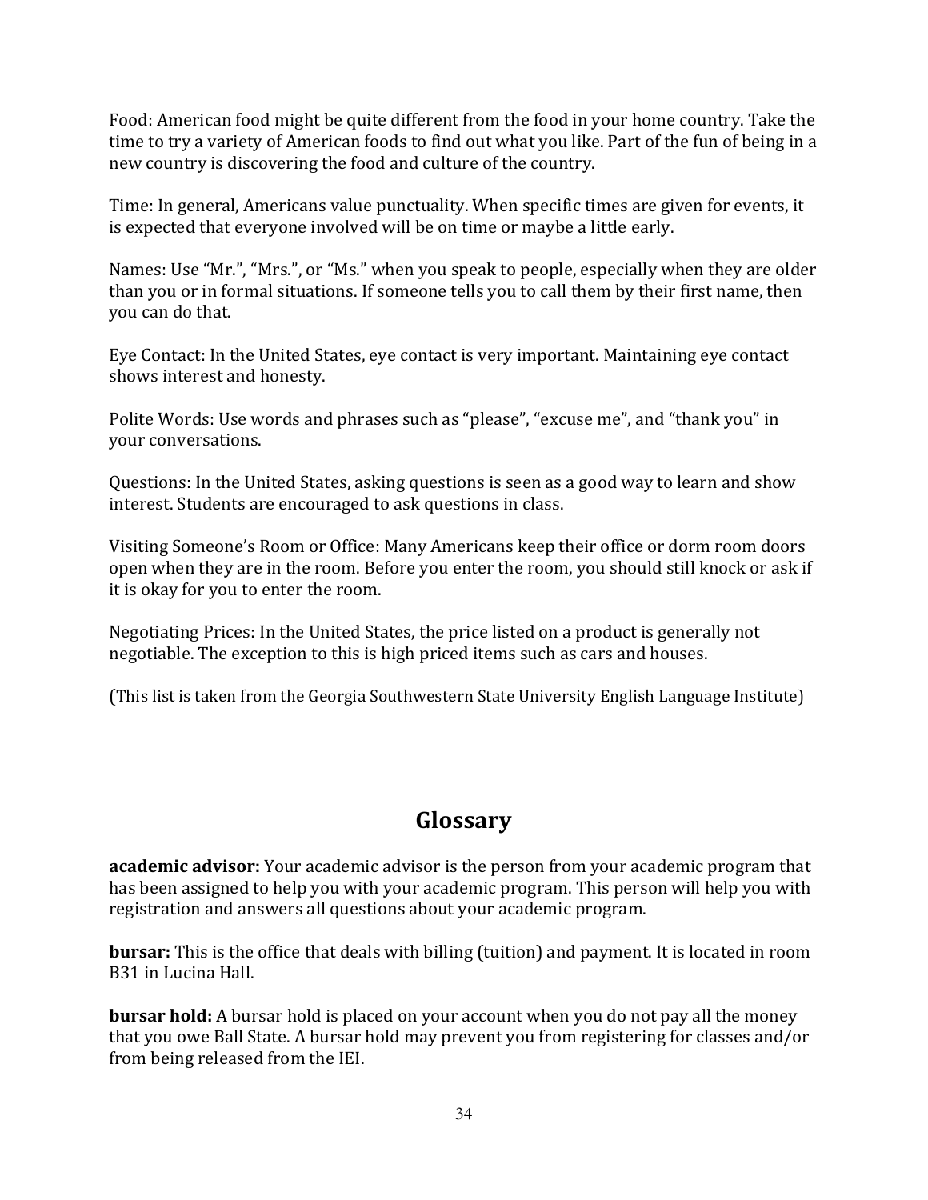Food: American food might be quite different from the food in your home country. Take the time to try a variety of American foods to find out what you like. Part of the fun of being in a new country is discovering the food and culture of the country.

Time: In general, Americans value punctuality. When specific times are given for events, it is expected that everyone involved will be on time or maybe a little early.

Names: Use "Mr.", "Mrs.", or "Ms." when you speak to people, especially when they are older than you or in formal situations. If someone tells you to call them by their first name, then you can do that.

Eye Contact: In the United States, eye contact is very important. Maintaining eye contact shows interest and honesty.

Polite Words: Use words and phrases such as "please", "excuse me", and "thank you" in your conversations.

Questions: In the United States, asking questions is seen as a good way to learn and show interest. Students are encouraged to ask questions in class.

Visiting Someone's Room or Office: Many Americans keep their office or dorm room doors open when they are in the room. Before you enter the room, you should still knock or ask if it is okay for you to enter the room.

Negotiating Prices: In the United States, the price listed on a product is generally not negotiable. The exception to this is high priced items such as cars and houses.

(This list is taken from the Georgia Southwestern State University English Language Institute)

## Glossary

**academic advisor:** Your academic advisor is the person from your academic program that has been assigned to help you with your academic program. This person will help you with registration and answers all questions about your academic program.

**bursar:** This is the office that deals with billing (tuition) and payment. It is located in room B31 in Lucina Hall.

**bursar hold:** A bursar hold is placed on your account when you do not pay all the money that you owe Ball State. A bursar hold may prevent you from registering for classes and/or from being released from the IEI.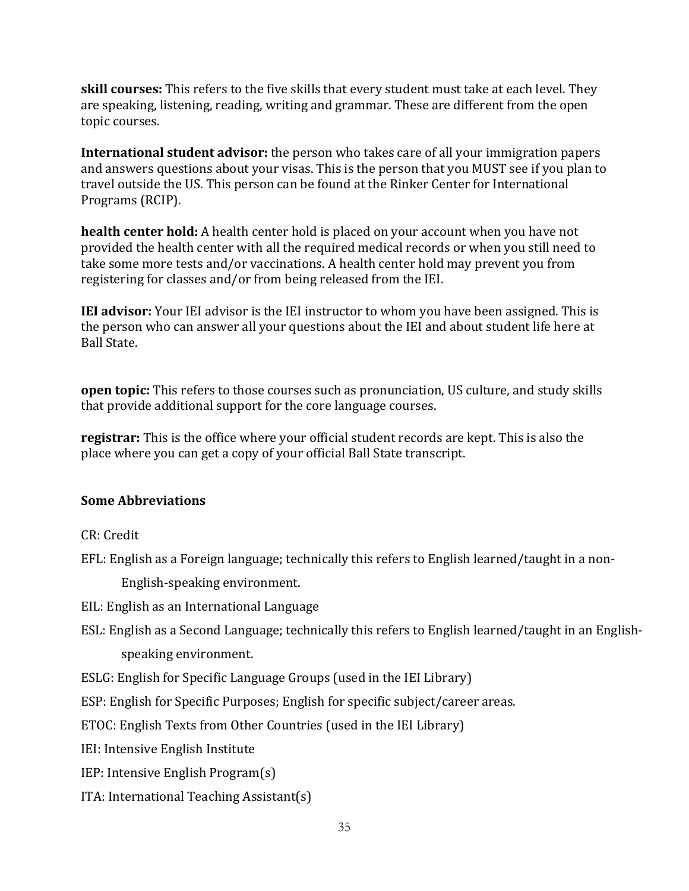**skill courses:** This refers to the five skills that every student must take at each level. They are speaking, listening, reading, writing and grammar. These are different from the open topic courses.

**International student advisor:** the person who takes care of all your immigration papers and answers questions about your visas. This is the person that you MUST see if you plan to travel outside the US. This person can be found at the Rinker Center for International Programs (RCIP).

**health center hold:** A health center hold is placed on your account when you have not provided the health center with all the required medical records or when you still need to take some more tests and/or vaccinations. A health center hold may prevent you from registering for classes and/or from being released from the IEI.

**IEI advisor:** Your IEI advisor is the IEI instructor to whom you have been assigned. This is the person who can answer all your questions about the IEI and about student life here at Ball State.

**open topic:** This refers to those courses such as pronunciation, US culture, and study skills that provide additional support for the core language courses.

**registrar:** This is the office where your official student records are kept. This is also the place where you can get a copy of your official Ball State transcript.

**Some Abbreviations**

CR: Credit

EFL: English as a Foreign language; technically this refers to English learned/taught in a non-English-speaking environment.

EIL: English as an International Language

ESL: English as a Second Language; technically this refers to English learned/taught in an English-speaking environment.

ESLG: English for Specific Language Groups (used in the IEI Library)

ESP: English for Specific Purposes; English for specific subject/career areas.

ETOC: English Texts from Other Countries (used in the IEI Library)

IEI: Intensive English Institute

IEP: Intensive English Program(s)

ITA: International Teaching Assistant(s)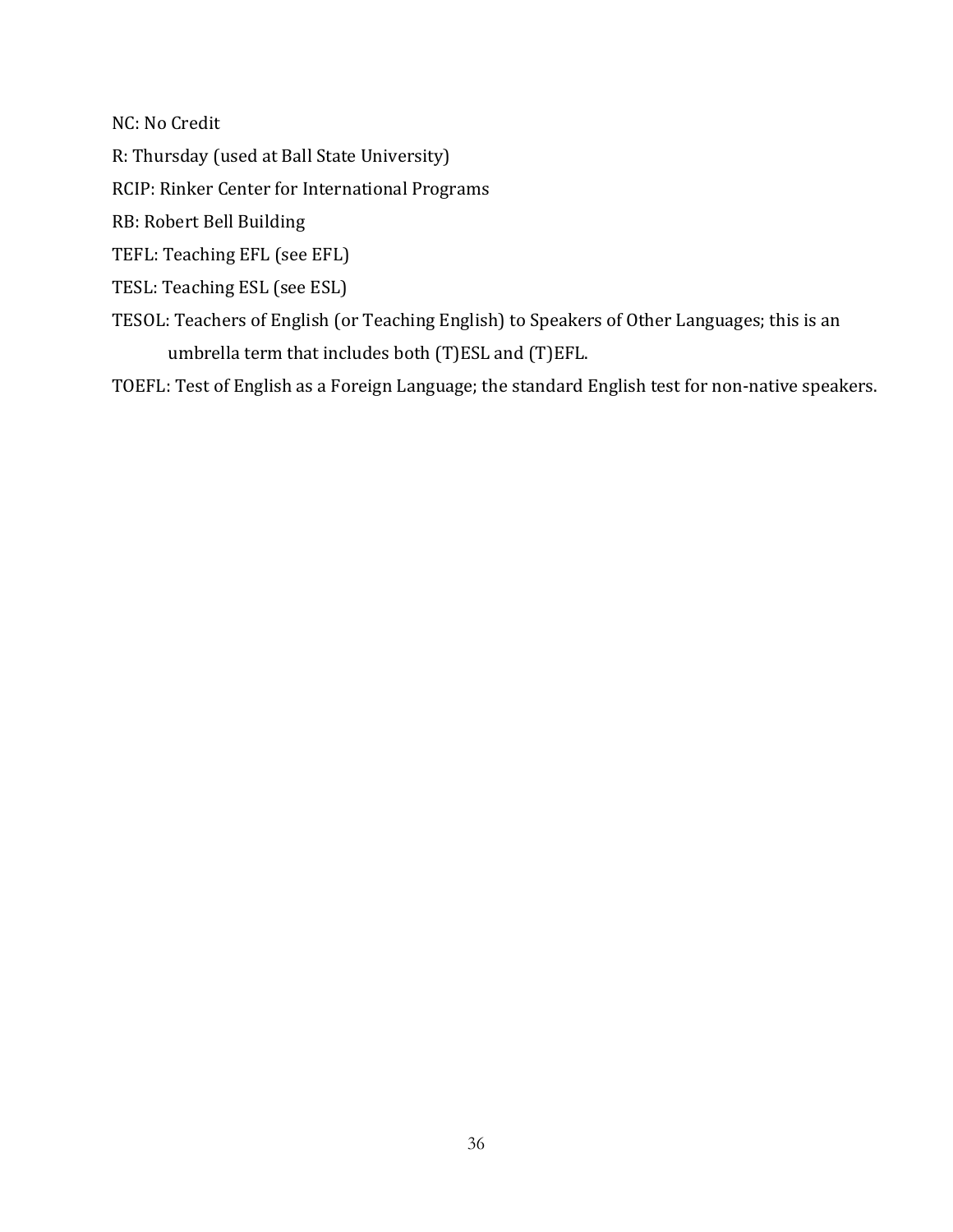NC: No Credit

R: Thursday (used at Ball State University)

RCIP: Rinker Center for International Programs

RB: Robert Bell Building

TEFL: Teaching EFL (see EFL)

TESL: Teaching ESL (see ESL)

TESOL: Teachers of English (or Teaching English) to Speakers of Other Languages; this is an umbrella term that includes both (T)ESL and (T)EFL.

TOEFL: Test of English as a Foreign Language; the standard English test for non-native speakers.